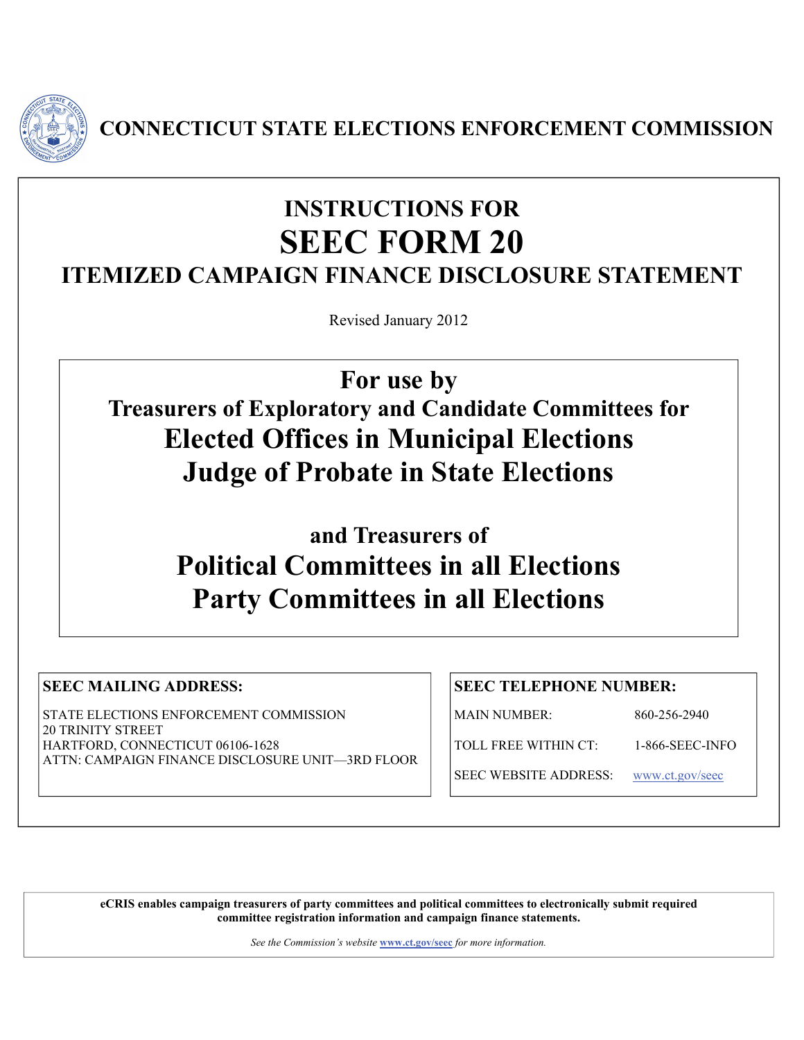# CONNECTICUT STATE ELECTIONS ENFORCEMENT COMMISSION

## INSTRUCTIONS FOR
# SEEC FORM 20
## ITEMIZED CAMPAIGN FINANCE DISCLOSURE STATEMENT

Revised January 2012

**For use by**

**Treasurers of Exploratory and Candidate Committees for**

**Elected Offices in Municipal Elections**

**Judge of Probate in State Elections**

**and Treasurers of**

**Political Committees in all Elections**

**Party Committees in all Elections**

**SEEC MAILING ADDRESS:**

STATE ELECTIONS ENFORCEMENT COMMISSION
20 TRINITY STREET
HARTFORD, CONNECTICUT 06106-1628
ATTN: CAMPAIGN FINANCE DISCLOSURE UNIT—3RD FLOOR

**SEEC TELEPHONE NUMBER:**

| | |
|---|---|
| MAIN NUMBER: | 860-256-2940 |
| TOLL FREE WITHIN CT: | 1-866-SEEC-INFO |
| SEEC WEBSITE ADDRESS: | www.ct.gov/seec |

**eCRIS enables campaign treasurers of party committees and political committees to electronically submit required committee registration information and campaign finance statements.**

*See the Commission's website* **www.ct.gov/seec** *for more information.*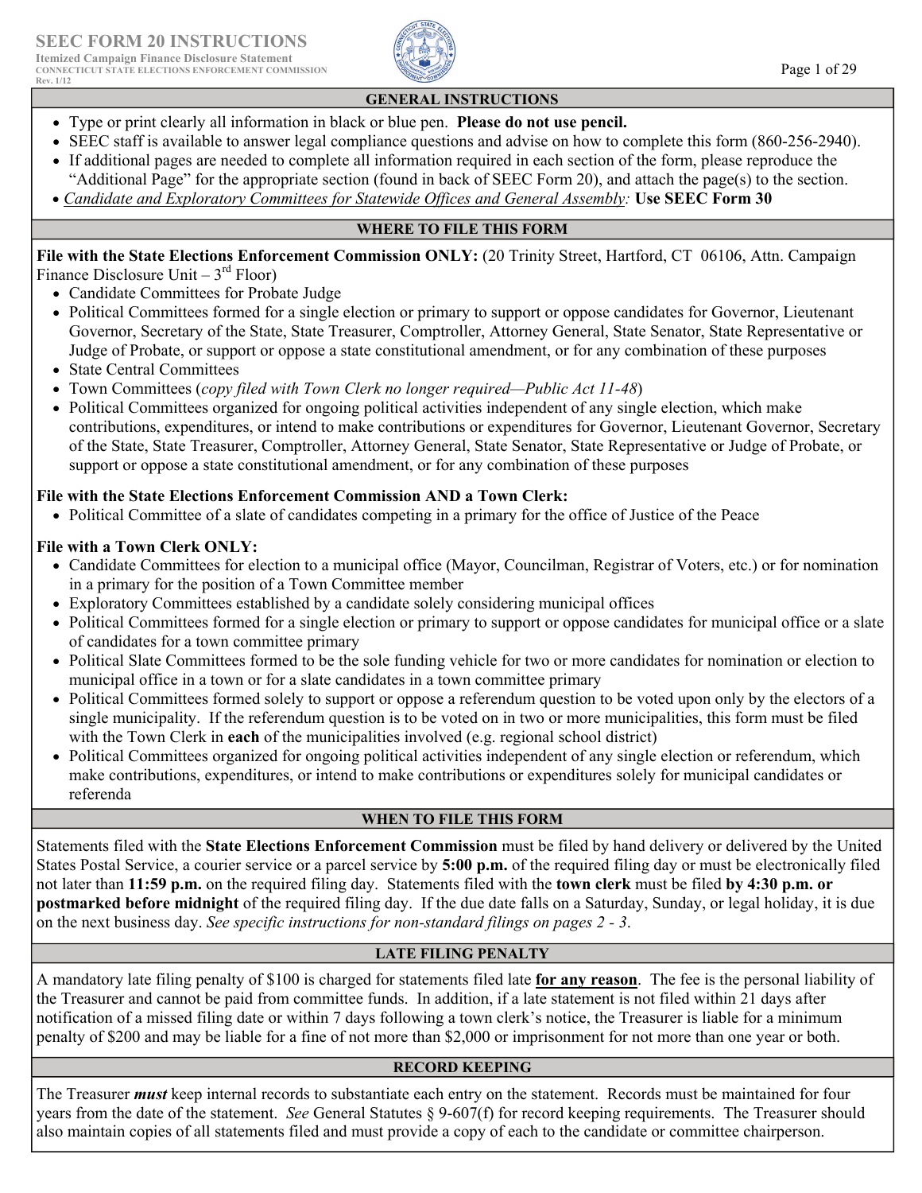# SEEC FORM 20 INSTRUCTIONS

**Itemized Campaign Finance Disclosure Statement**
CONNECTICUT STATE ELECTIONS ENFORCEMENT COMMISSION
Rev. 1/12

## GENERAL INSTRUCTIONS

- Type or print clearly all information in black or blue pen. **Please do not use pencil.**
- SEEC staff is available to answer legal compliance questions and advise on how to complete this form (860-256-2940).
- If additional pages are needed to complete all information required in each section of the form, please reproduce the "Additional Page" for the appropriate section (found in back of SEEC Form 20), and attach the page(s) to the section.
- *Candidate and Exploratory Committees for Statewide Offices and General Assembly:* **Use SEEC Form 30**

## WHERE TO FILE THIS FORM

**File with the State Elections Enforcement Commission ONLY:** (20 Trinity Street, Hartford, CT 06106, Attn. Campaign Finance Disclosure Unit – 3rd Floor)

- Candidate Committees for Probate Judge
- Political Committees formed for a single election or primary to support or oppose candidates for Governor, Lieutenant Governor, Secretary of the State, State Treasurer, Comptroller, Attorney General, State Senator, State Representative or Judge of Probate, or support or oppose a state constitutional amendment, or for any combination of these purposes
- State Central Committees
- Town Committees (*copy filed with Town Clerk no longer required—Public Act 11-48*)
- Political Committees organized for ongoing political activities independent of any single election, which make contributions, expenditures, or intend to make contributions or expenditures for Governor, Lieutenant Governor, Secretary of the State, State Treasurer, Comptroller, Attorney General, State Senator, State Representative or Judge of Probate, or support or oppose a state constitutional amendment, or for any combination of these purposes

**File with the State Elections Enforcement Commission AND a Town Clerk:**

- Political Committee of a slate of candidates competing in a primary for the office of Justice of the Peace

**File with a Town Clerk ONLY:**

- Candidate Committees for election to a municipal office (Mayor, Councilman, Registrar of Voters, etc.) or for nomination in a primary for the position of a Town Committee member
- Exploratory Committees established by a candidate solely considering municipal offices
- Political Committees formed for a single election or primary to support or oppose candidates for municipal office or a slate of candidates for a town committee primary
- Political Slate Committees formed to be the sole funding vehicle for two or more candidates for nomination or election to municipal office in a town or for a slate candidates in a town committee primary
- Political Committees formed solely to support or oppose a referendum question to be voted upon only by the electors of a single municipality. If the referendum question is to be voted on in two or more municipalities, this form must be filed with the Town Clerk in **each** of the municipalities involved (e.g. regional school district)
- Political Committees organized for ongoing political activities independent of any single election or referendum, which make contributions, expenditures, or intend to make contributions or expenditures solely for municipal candidates or referenda

## WHEN TO FILE THIS FORM

Statements filed with the **State Elections Enforcement Commission** must be filed by hand delivery or delivered by the United States Postal Service, a courier service or a parcel service by **5:00 p.m.** of the required filing day or must be electronically filed not later than **11:59 p.m.** on the required filing day. Statements filed with the **town clerk** must be filed **by 4:30 p.m. or postmarked before midnight** of the required filing day. If the due date falls on a Saturday, Sunday, or legal holiday, it is due on the next business day. *See specific instructions for non-standard filings on pages 2 - 3*.

## LATE FILING PENALTY

A mandatory late filing penalty of $100 is charged for statements filed late **for any reason**. The fee is the personal liability of the Treasurer and cannot be paid from committee funds. In addition, if a late statement is not filed within 21 days after notification of a missed filing date or within 7 days following a town clerk's notice, the Treasurer is liable for a minimum penalty of $200 and may be liable for a fine of not more than $2,000 or imprisonment for not more than one year or both.

## RECORD KEEPING

The Treasurer ***must*** keep internal records to substantiate each entry on the statement. Records must be maintained for four years from the date of the statement. *See* General Statutes § 9-607(f) for record keeping requirements. The Treasurer should also maintain copies of all statements filed and must provide a copy of each to the candidate or committee chairperson.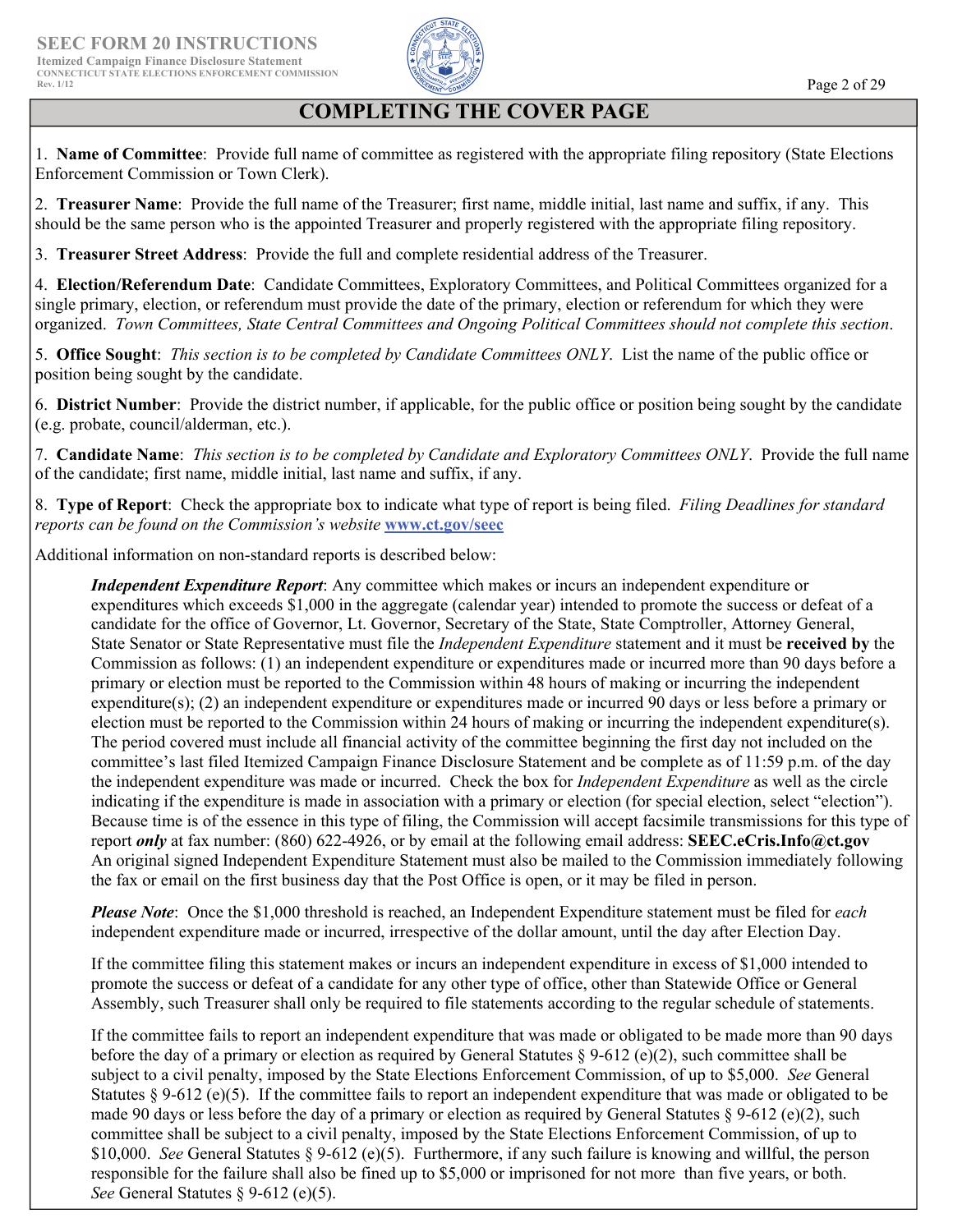# COMPLETING THE COVER PAGE

1. **Name of Committee**: Provide full name of committee as registered with the appropriate filing repository (State Elections Enforcement Commission or Town Clerk).

2. **Treasurer Name**: Provide the full name of the Treasurer; first name, middle initial, last name and suffix, if any. This should be the same person who is the appointed Treasurer and properly registered with the appropriate filing repository.

3. **Treasurer Street Address**: Provide the full and complete residential address of the Treasurer.

4. **Election/Referendum Date**: Candidate Committees, Exploratory Committees, and Political Committees organized for a single primary, election, or referendum must provide the date of the primary, election or referendum for which they were organized. *Town Committees, State Central Committees and Ongoing Political Committees should not complete this section*.

5. **Office Sought**: *This section is to be completed by Candidate Committees ONLY*. List the name of the public office or position being sought by the candidate.

6. **District Number**: Provide the district number, if applicable, for the public office or position being sought by the candidate (e.g. probate, council/alderman, etc.).

7. **Candidate Name**: *This section is to be completed by Candidate and Exploratory Committees ONLY*. Provide the full name of the candidate; first name, middle initial, last name and suffix, if any.

8. **Type of Report**: Check the appropriate box to indicate what type of report is being filed. *Filing Deadlines for standard reports can be found on the Commission's website* **www.ct.gov/seec**

Additional information on non-standard reports is described below:

> ***Independent Expenditure Report***: Any committee which makes or incurs an independent expenditure or expenditures which exceeds $1,000 in the aggregate (calendar year) intended to promote the success or defeat of a candidate for the office of Governor, Lt. Governor, Secretary of the State, State Comptroller, Attorney General, State Senator or State Representative must file the *Independent Expenditure* statement and it must be **received by** the Commission as follows: (1) an independent expenditure or expenditures made or incurred more than 90 days before a primary or election must be reported to the Commission within 48 hours of making or incurring the independent expenditure(s); (2) an independent expenditure or expenditures made or incurred 90 days or less before a primary or election must be reported to the Commission within 24 hours of making or incurring the independent expenditure(s). The period covered must include all financial activity of the committee beginning the first day not included on the committee's last filed Itemized Campaign Finance Disclosure Statement and be complete as of 11:59 p.m. of the day the independent expenditure was made or incurred. Check the box for *Independent Expenditure* as well as the circle indicating if the expenditure is made in association with a primary or election (for special election, select "election"). Because time is of the essence in this type of filing, the Commission will accept facsimile transmissions for this type of report ***only*** at fax number: (860) 622-4926, or by email at the following email address: **SEEC.eCris.Info@ct.gov** An original signed Independent Expenditure Statement must also be mailed to the Commission immediately following the fax or email on the first business day that the Post Office is open, or it may be filed in person.
>
> ***Please Note***: Once the $1,000 threshold is reached, an Independent Expenditure statement must be filed for *each* independent expenditure made or incurred, irrespective of the dollar amount, until the day after Election Day.
>
> If the committee filing this statement makes or incurs an independent expenditure in excess of $1,000 intended to promote the success or defeat of a candidate for any other type of office, other than Statewide Office or General Assembly, such Treasurer shall only be required to file statements according to the regular schedule of statements.
>
> If the committee fails to report an independent expenditure that was made or obligated to be made more than 90 days before the day of a primary or election as required by General Statutes § 9-612 (e)(2), such committee shall be subject to a civil penalty, imposed by the State Elections Enforcement Commission, of up to $5,000. *See* General Statutes § 9-612 (e)(5). If the committee fails to report an independent expenditure that was made or obligated to be made 90 days or less before the day of a primary or election as required by General Statutes § 9-612 (e)(2), such committee shall be subject to a civil penalty, imposed by the State Elections Enforcement Commission, of up to $10,000. *See* General Statutes § 9-612 (e)(5). Furthermore, if any such failure is knowing and willful, the person responsible for the failure shall also be fined up to $5,000 or imprisoned for not more than five years, or both. *See* General Statutes § 9-612 (e)(5).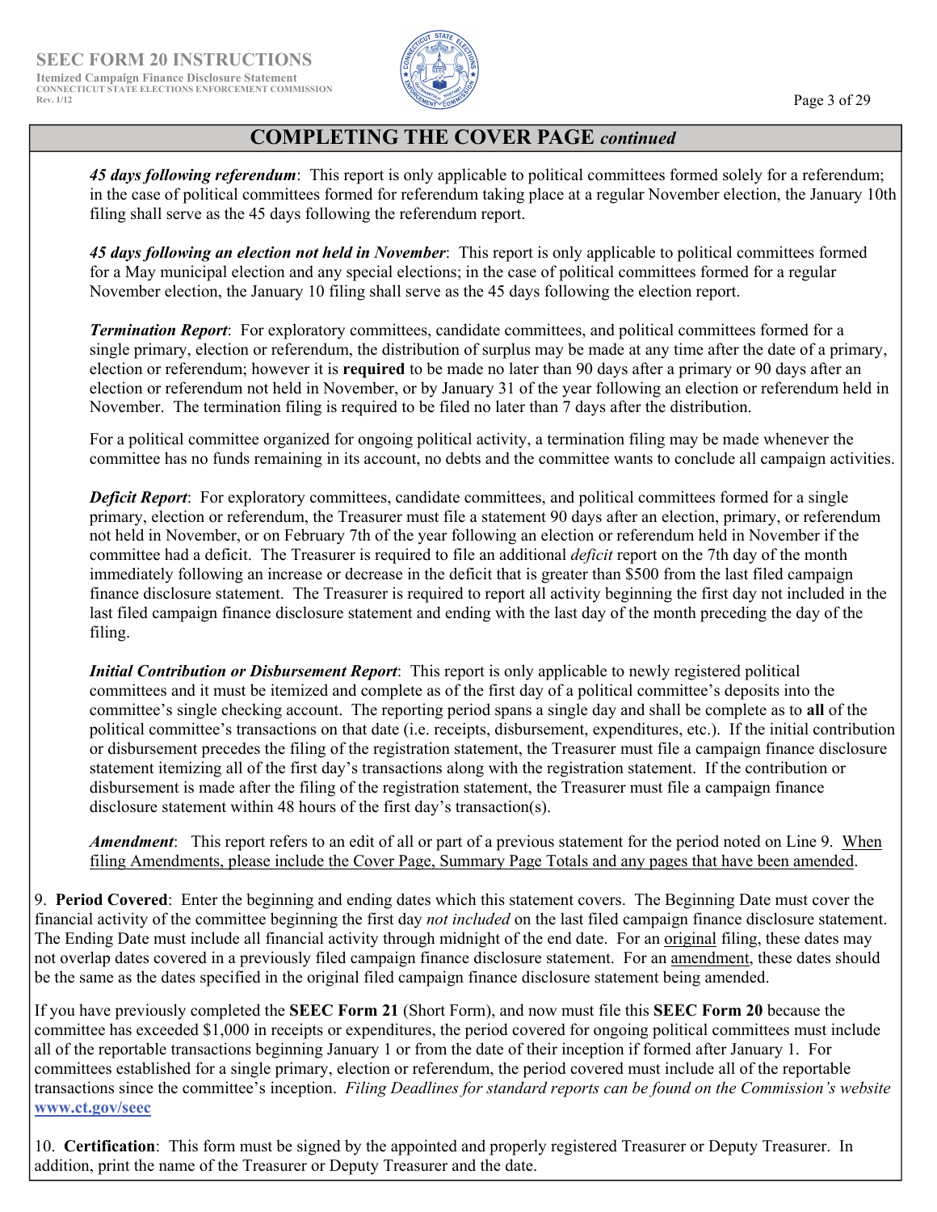## COMPLETING THE COVER PAGE *continued*

***45 days following referendum***: This report is only applicable to political committees formed solely for a referendum; in the case of political committees formed for referendum taking place at a regular November election, the January 10th filing shall serve as the 45 days following the referendum report.

***45 days following an election not held in November***: This report is only applicable to political committees formed for a May municipal election and any special elections; in the case of political committees formed for a regular November election, the January 10 filing shall serve as the 45 days following the election report.

***Termination Report***: For exploratory committees, candidate committees, and political committees formed for a single primary, election or referendum, the distribution of surplus may be made at any time after the date of a primary, election or referendum; however it is **required** to be made no later than 90 days after a primary or 90 days after an election or referendum not held in November, or by January 31 of the year following an election or referendum held in November. The termination filing is required to be filed no later than 7 days after the distribution.

For a political committee organized for ongoing political activity, a termination filing may be made whenever the committee has no funds remaining in its account, no debts and the committee wants to conclude all campaign activities.

***Deficit Report***: For exploratory committees, candidate committees, and political committees formed for a single primary, election or referendum, the Treasurer must file a statement 90 days after an election, primary, or referendum not held in November, or on February 7th of the year following an election or referendum held in November if the committee had a deficit. The Treasurer is required to file an additional *deficit* report on the 7th day of the month immediately following an increase or decrease in the deficit that is greater than $500 from the last filed campaign finance disclosure statement. The Treasurer is required to report all activity beginning the first day not included in the last filed campaign finance disclosure statement and ending with the last day of the month preceding the day of the filing.

***Initial Contribution or Disbursement Report***: This report is only applicable to newly registered political committees and it must be itemized and complete as of the first day of a political committee's deposits into the committee's single checking account. The reporting period spans a single day and shall be complete as to **all** of the political committee's transactions on that date (i.e. receipts, disbursement, expenditures, etc.). If the initial contribution or disbursement precedes the filing of the registration statement, the Treasurer must file a campaign finance disclosure statement itemizing all of the first day's transactions along with the registration statement. If the contribution or disbursement is made after the filing of the registration statement, the Treasurer must file a campaign finance disclosure statement within 48 hours of the first day's transaction(s).

***Amendment***: This report refers to an edit of all or part of a previous statement for the period noted on Line 9. When filing Amendments, please include the Cover Page, Summary Page Totals and any pages that have been amended.

9. **Period Covered**: Enter the beginning and ending dates which this statement covers. The Beginning Date must cover the financial activity of the committee beginning the first day *not included* on the last filed campaign finance disclosure statement. The Ending Date must include all financial activity through midnight of the end date. For an original filing, these dates may not overlap dates covered in a previously filed campaign finance disclosure statement. For an amendment, these dates should be the same as the dates specified in the original filed campaign finance disclosure statement being amended.

If you have previously completed the **SEEC Form 21** (Short Form), and now must file this **SEEC Form 20** because the committee has exceeded $1,000 in receipts or expenditures, the period covered for ongoing political committees must include all of the reportable transactions beginning January 1 or from the date of their inception if formed after January 1. For committees established for a single primary, election or referendum, the period covered must include all of the reportable transactions since the committee's inception. *Filing Deadlines for standard reports can be found on the Commission's website* **www.ct.gov/seec**

10. **Certification**: This form must be signed by the appointed and properly registered Treasurer or Deputy Treasurer. In addition, print the name of the Treasurer or Deputy Treasurer and the date.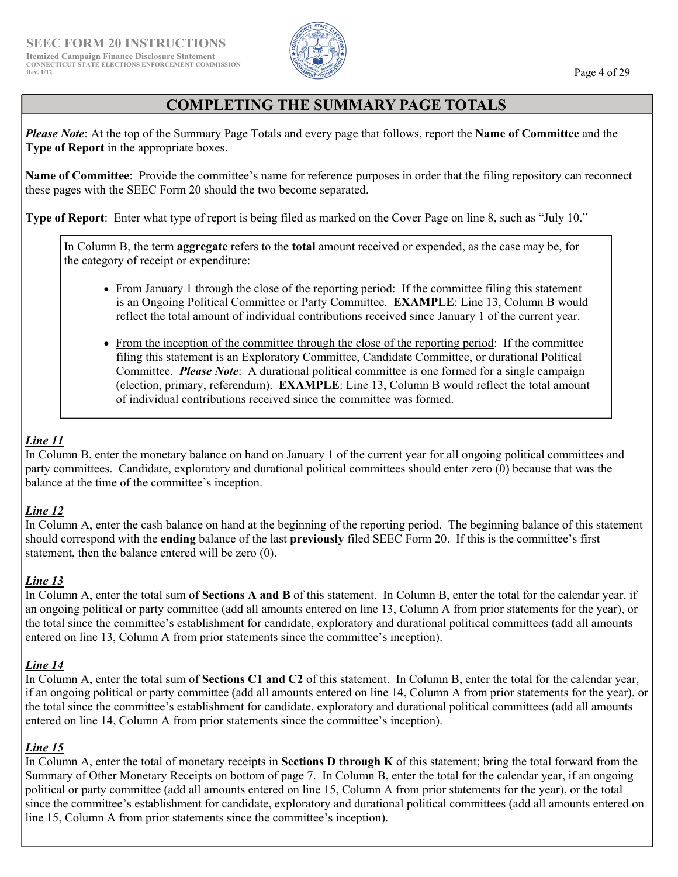## COMPLETING THE SUMMARY PAGE TOTALS

***Please Note***: At the top of the Summary Page Totals and every page that follows, report the **Name of Committee** and the **Type of Report** in the appropriate boxes.

**Name of Committee**: Provide the committee's name for reference purposes in order that the filing repository can reconnect these pages with the SEEC Form 20 should the two become separated.

**Type of Report**: Enter what type of report is being filed as marked on the Cover Page on line 8, such as "July 10."

> In Column B, the term **aggregate** refers to the **total** amount received or expended, as the case may be, for the category of receipt or expenditure:
>
> - From January 1 through the close of the reporting period: If the committee filing this statement is an Ongoing Political Committee or Party Committee. **EXAMPLE**: Line 13, Column B would reflect the total amount of individual contributions received since January 1 of the current year.
> - From the inception of the committee through the close of the reporting period: If the committee filing this statement is an Exploratory Committee, Candidate Committee, or durational Political Committee. ***Please Note***: A durational political committee is one formed for a single campaign (election, primary, referendum). **EXAMPLE**: Line 13, Column B would reflect the total amount of individual contributions received since the committee was formed.

***Line 11***

In Column B, enter the monetary balance on hand on January 1 of the current year for all ongoing political committees and party committees. Candidate, exploratory and durational political committees should enter zero (0) because that was the balance at the time of the committee's inception.

***Line 12***

In Column A, enter the cash balance on hand at the beginning of the reporting period. The beginning balance of this statement should correspond with the **ending** balance of the last **previously** filed SEEC Form 20. If this is the committee's first statement, then the balance entered will be zero (0).

***Line 13***

In Column A, enter the total sum of **Sections A and B** of this statement. In Column B, enter the total for the calendar year, if an ongoing political or party committee (add all amounts entered on line 13, Column A from prior statements for the year), or the total since the committee's establishment for candidate, exploratory and durational political committees (add all amounts entered on line 13, Column A from prior statements since the committee's inception).

***Line 14***

In Column A, enter the total sum of **Sections C1 and C2** of this statement. In Column B, enter the total for the calendar year, if an ongoing political or party committee (add all amounts entered on line 14, Column A from prior statements for the year), or the total since the committee's establishment for candidate, exploratory and durational political committees (add all amounts entered on line 14, Column A from prior statements since the committee's inception).

***Line 15***

In Column A, enter the total of monetary receipts in **Sections D through K** of this statement; bring the total forward from the Summary of Other Monetary Receipts on bottom of page 7. In Column B, enter the total for the calendar year, if an ongoing political or party committee (add all amounts entered on line 15, Column A from prior statements for the year), or the total since the committee's establishment for candidate, exploratory and durational political committees (add all amounts entered on line 15, Column A from prior statements since the committee's inception).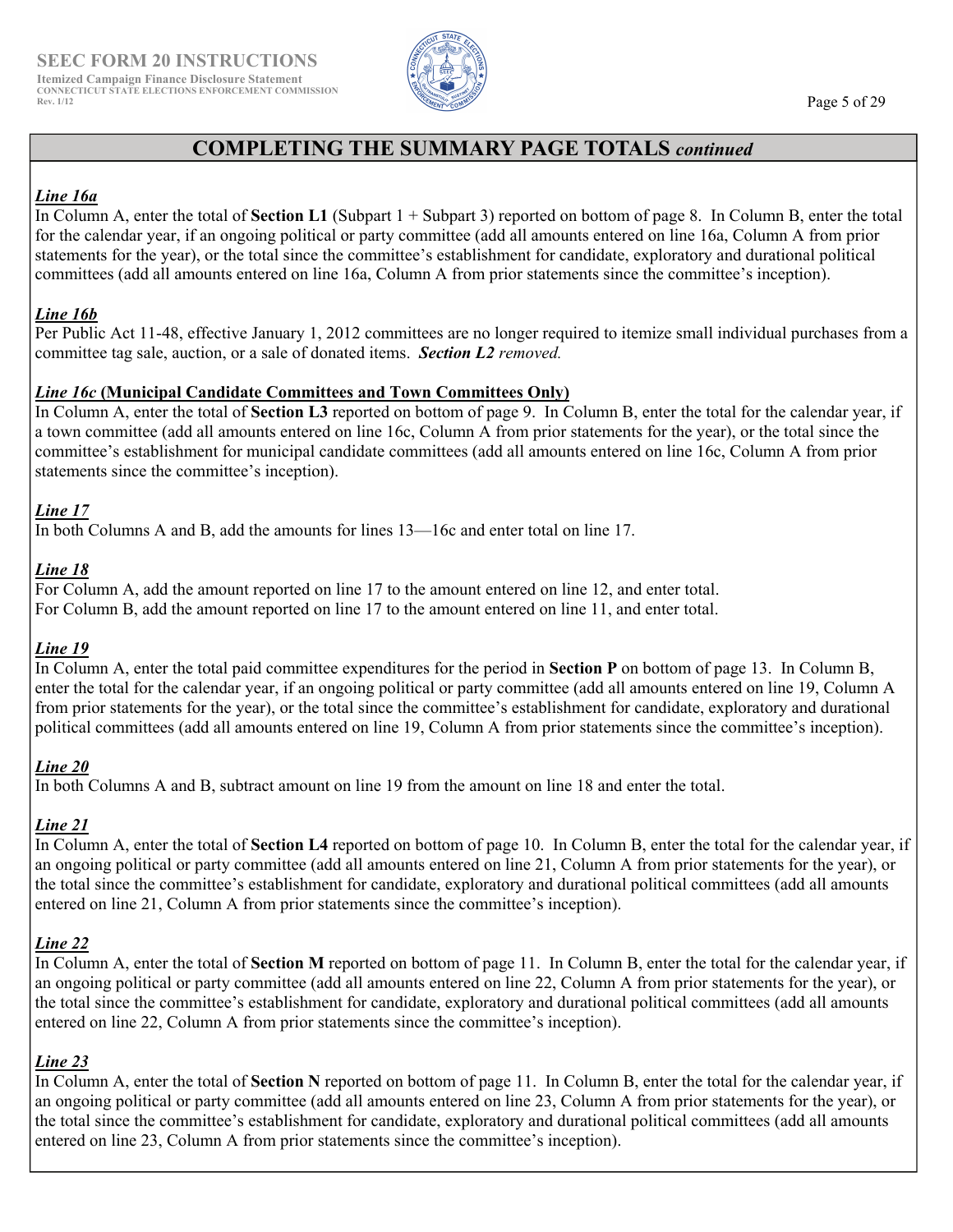## COMPLETING THE SUMMARY PAGE TOTALS *continued*

***Line 16a***

In Column A, enter the total of **Section L1** (Subpart 1 + Subpart 3) reported on bottom of page 8. In Column B, enter the total for the calendar year, if an ongoing political or party committee (add all amounts entered on line 16a, Column A from prior statements for the year), or the total since the committee's establishment for candidate, exploratory and durational political committees (add all amounts entered on line 16a, Column A from prior statements since the committee's inception).

***Line 16b***

Per Public Act 11-48, effective January 1, 2012 committees are no longer required to itemize small individual purchases from a committee tag sale, auction, or a sale of donated items. ***Section L2*** *removed.*

***Line 16c* (Municipal Candidate Committees and Town Committees Only)**

In Column A, enter the total of **Section L3** reported on bottom of page 9. In Column B, enter the total for the calendar year, if a town committee (add all amounts entered on line 16c, Column A from prior statements for the year), or the total since the committee's establishment for municipal candidate committees (add all amounts entered on line 16c, Column A from prior statements since the committee's inception).

***Line 17***

In both Columns A and B, add the amounts for lines 13—16c and enter total on line 17.

***Line 18***

For Column A, add the amount reported on line 17 to the amount entered on line 12, and enter total.
For Column B, add the amount reported on line 17 to the amount entered on line 11, and enter total.

***Line 19***

In Column A, enter the total paid committee expenditures for the period in **Section P** on bottom of page 13. In Column B, enter the total for the calendar year, if an ongoing political or party committee (add all amounts entered on line 19, Column A from prior statements for the year), or the total since the committee's establishment for candidate, exploratory and durational political committees (add all amounts entered on line 19, Column A from prior statements since the committee's inception).

***Line 20***

In both Columns A and B, subtract amount on line 19 from the amount on line 18 and enter the total.

***Line 21***

In Column A, enter the total of **Section L4** reported on bottom of page 10. In Column B, enter the total for the calendar year, if an ongoing political or party committee (add all amounts entered on line 21, Column A from prior statements for the year), or the total since the committee's establishment for candidate, exploratory and durational political committees (add all amounts entered on line 21, Column A from prior statements since the committee's inception).

***Line 22***

In Column A, enter the total of **Section M** reported on bottom of page 11. In Column B, enter the total for the calendar year, if an ongoing political or party committee (add all amounts entered on line 22, Column A from prior statements for the year), or the total since the committee's establishment for candidate, exploratory and durational political committees (add all amounts entered on line 22, Column A from prior statements since the committee's inception).

***Line 23***

In Column A, enter the total of **Section N** reported on bottom of page 11. In Column B, enter the total for the calendar year, if an ongoing political or party committee (add all amounts entered on line 23, Column A from prior statements for the year), or the total since the committee's establishment for candidate, exploratory and durational political committees (add all amounts entered on line 23, Column A from prior statements since the committee's inception).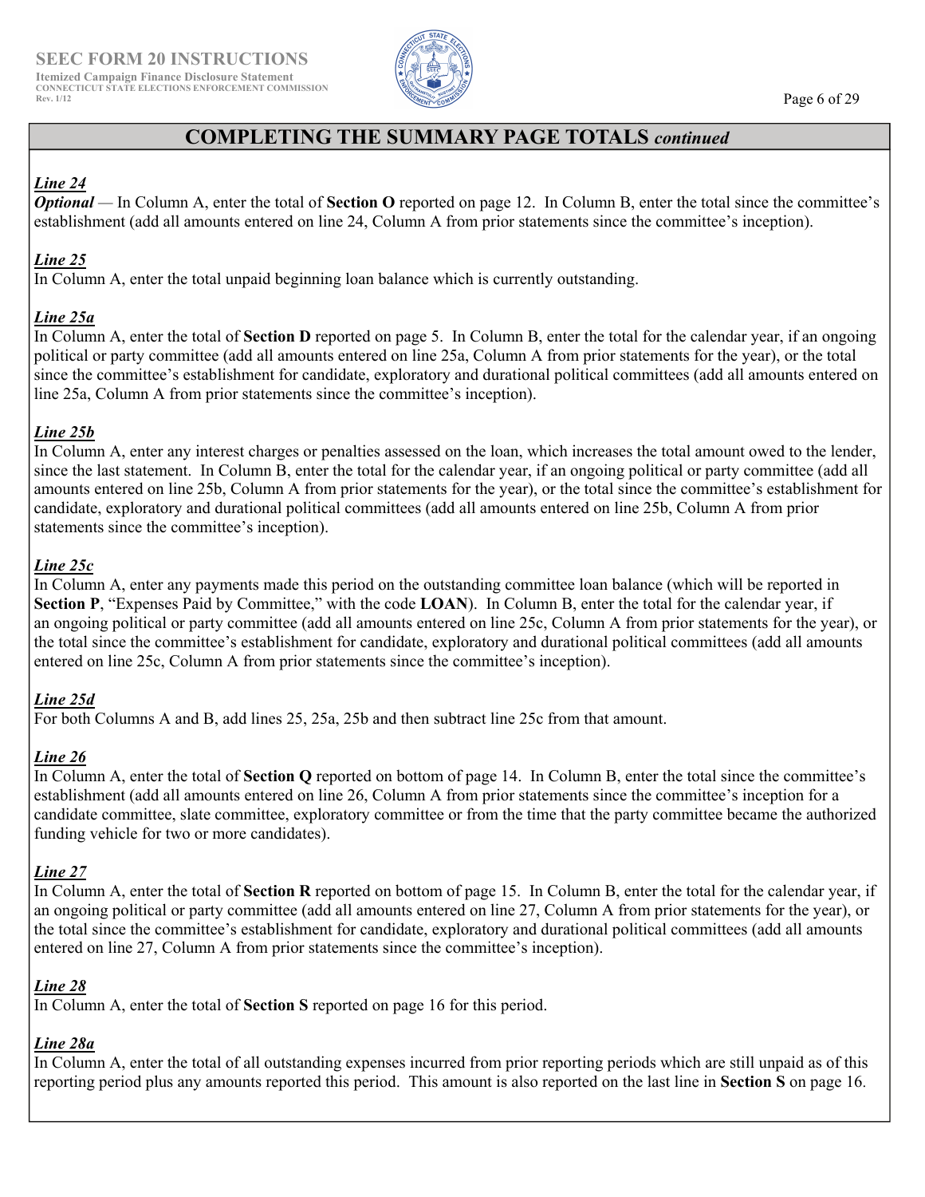## COMPLETING THE SUMMARY PAGE TOTALS *continued*

***Line 24***

***Optional*** — In Column A, enter the total of **Section O** reported on page 12. In Column B, enter the total since the committee's establishment (add all amounts entered on line 24, Column A from prior statements since the committee's inception).

***Line 25***

In Column A, enter the total unpaid beginning loan balance which is currently outstanding.

***Line 25a***

In Column A, enter the total of **Section D** reported on page 5. In Column B, enter the total for the calendar year, if an ongoing political or party committee (add all amounts entered on line 25a, Column A from prior statements for the year), or the total since the committee's establishment for candidate, exploratory and durational political committees (add all amounts entered on line 25a, Column A from prior statements since the committee's inception).

***Line 25b***

In Column A, enter any interest charges or penalties assessed on the loan, which increases the total amount owed to the lender, since the last statement. In Column B, enter the total for the calendar year, if an ongoing political or party committee (add all amounts entered on line 25b, Column A from prior statements for the year), or the total since the committee's establishment for candidate, exploratory and durational political committees (add all amounts entered on line 25b, Column A from prior statements since the committee's inception).

***Line 25c***

In Column A, enter any payments made this period on the outstanding committee loan balance (which will be reported in **Section P**, "Expenses Paid by Committee," with the code **LOAN**). In Column B, enter the total for the calendar year, if an ongoing political or party committee (add all amounts entered on line 25c, Column A from prior statements for the year), or the total since the committee's establishment for candidate, exploratory and durational political committees (add all amounts entered on line 25c, Column A from prior statements since the committee's inception).

***Line 25d***

For both Columns A and B, add lines 25, 25a, 25b and then subtract line 25c from that amount.

***Line 26***

In Column A, enter the total of **Section Q** reported on bottom of page 14. In Column B, enter the total since the committee's establishment (add all amounts entered on line 26, Column A from prior statements since the committee's inception for a candidate committee, slate committee, exploratory committee or from the time that the party committee became the authorized funding vehicle for two or more candidates).

***Line 27***

In Column A, enter the total of **Section R** reported on bottom of page 15. In Column B, enter the total for the calendar year, if an ongoing political or party committee (add all amounts entered on line 27, Column A from prior statements for the year), or the total since the committee's establishment for candidate, exploratory and durational political committees (add all amounts entered on line 27, Column A from prior statements since the committee's inception).

***Line 28***

In Column A, enter the total of **Section S** reported on page 16 for this period.

***Line 28a***

In Column A, enter the total of all outstanding expenses incurred from prior reporting periods which are still unpaid as of this reporting period plus any amounts reported this period. This amount is also reported on the last line in **Section S** on page 16.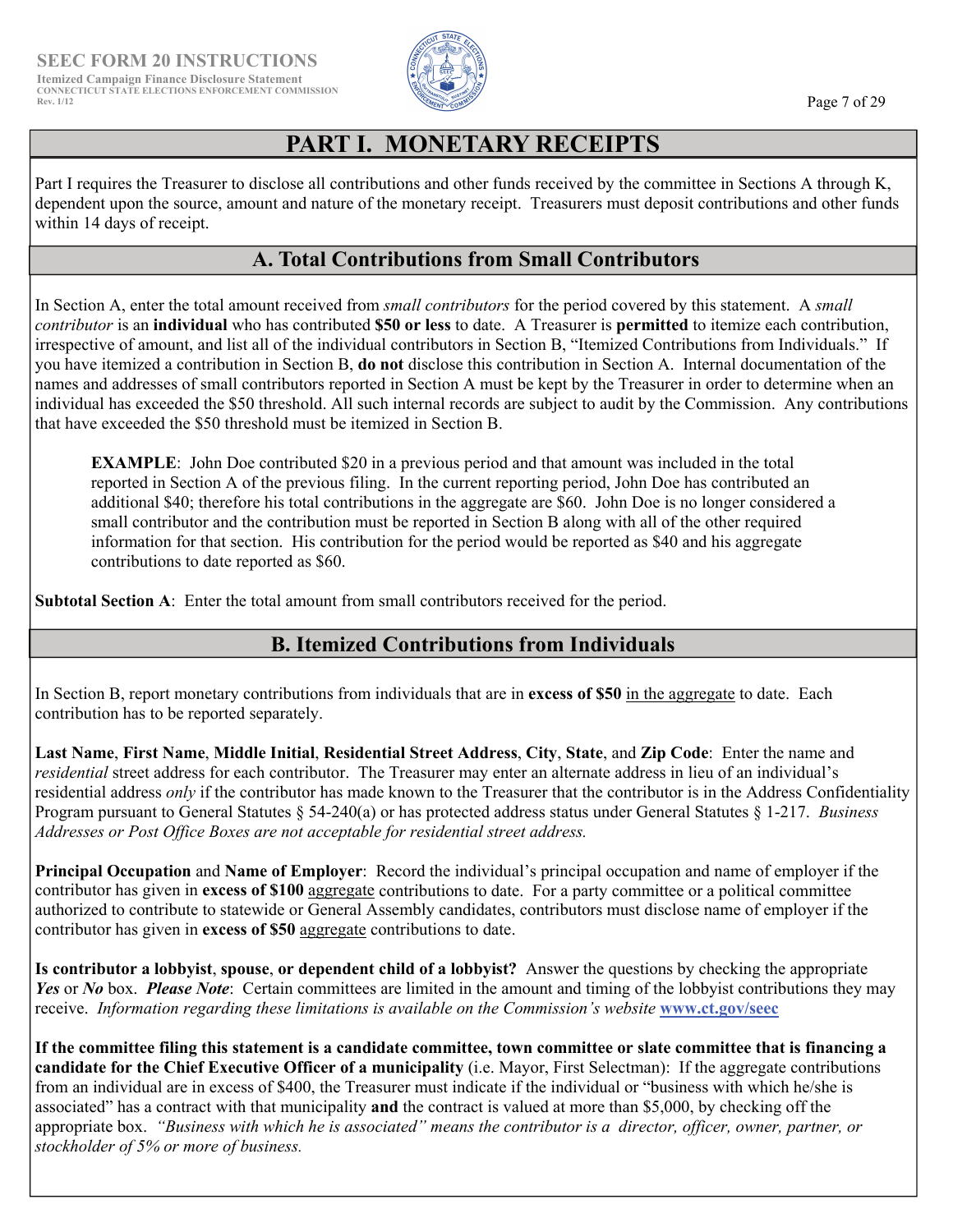# PART I. MONETARY RECEIPTS

Part I requires the Treasurer to disclose all contributions and other funds received by the committee in Sections A through K, dependent upon the source, amount and nature of the monetary receipt. Treasurers must deposit contributions and other funds within 14 days of receipt.

## A. Total Contributions from Small Contributors

In Section A, enter the total amount received from *small contributors* for the period covered by this statement. A *small contributor* is an **individual** who has contributed **$50 or less** to date. A Treasurer is **permitted** to itemize each contribution, irrespective of amount, and list all of the individual contributors in Section B, "Itemized Contributions from Individuals." If you have itemized a contribution in Section B, **do not** disclose this contribution in Section A. Internal documentation of the names and addresses of small contributors reported in Section A must be kept by the Treasurer in order to determine when an individual has exceeded the $50 threshold. All such internal records are subject to audit by the Commission. Any contributions that have exceeded the $50 threshold must be itemized in Section B.

> **EXAMPLE**: John Doe contributed $20 in a previous period and that amount was included in the total reported in Section A of the previous filing. In the current reporting period, John Doe has contributed an additional $40; therefore his total contributions in the aggregate are $60. John Doe is no longer considered a small contributor and the contribution must be reported in Section B along with all of the other required information for that section. His contribution for the period would be reported as $40 and his aggregate contributions to date reported as $60.

**Subtotal Section A**: Enter the total amount from small contributors received for the period.

## B. Itemized Contributions from Individuals

In Section B, report monetary contributions from individuals that are in **excess of $50** in the aggregate to date. Each contribution has to be reported separately.

**Last Name**, **First Name**, **Middle Initial**, **Residential Street Address**, **City**, **State**, and **Zip Code**: Enter the name and *residential* street address for each contributor. The Treasurer may enter an alternate address in lieu of an individual's residential address *only* if the contributor has made known to the Treasurer that the contributor is in the Address Confidentiality Program pursuant to General Statutes § 54-240(a) or has protected address status under General Statutes § 1-217. *Business Addresses or Post Office Boxes are not acceptable for residential street address.*

**Principal Occupation** and **Name of Employer**: Record the individual's principal occupation and name of employer if the contributor has given in **excess of $100** aggregate contributions to date. For a party committee or a political committee authorized to contribute to statewide or General Assembly candidates, contributors must disclose name of employer if the contributor has given in **excess of $50** aggregate contributions to date.

**Is contributor a lobbyist**, **spouse**, **or dependent child of a lobbyist?** Answer the questions by checking the appropriate ***Yes*** or ***No*** box. ***Please Note***: Certain committees are limited in the amount and timing of the lobbyist contributions they may receive. *Information regarding these limitations is available on the Commission's website* **www.ct.gov/seec**

**If the committee filing this statement is a candidate committee, town committee or slate committee that is financing a candidate for the Chief Executive Officer of a municipality** (i.e. Mayor, First Selectman): If the aggregate contributions from an individual are in excess of $400, the Treasurer must indicate if the individual or "business with which he/she is associated" has a contract with that municipality **and** the contract is valued at more than $5,000, by checking off the appropriate box. *"Business with which he is associated" means the contributor is a director, officer, owner, partner, or stockholder of 5% or more of business.*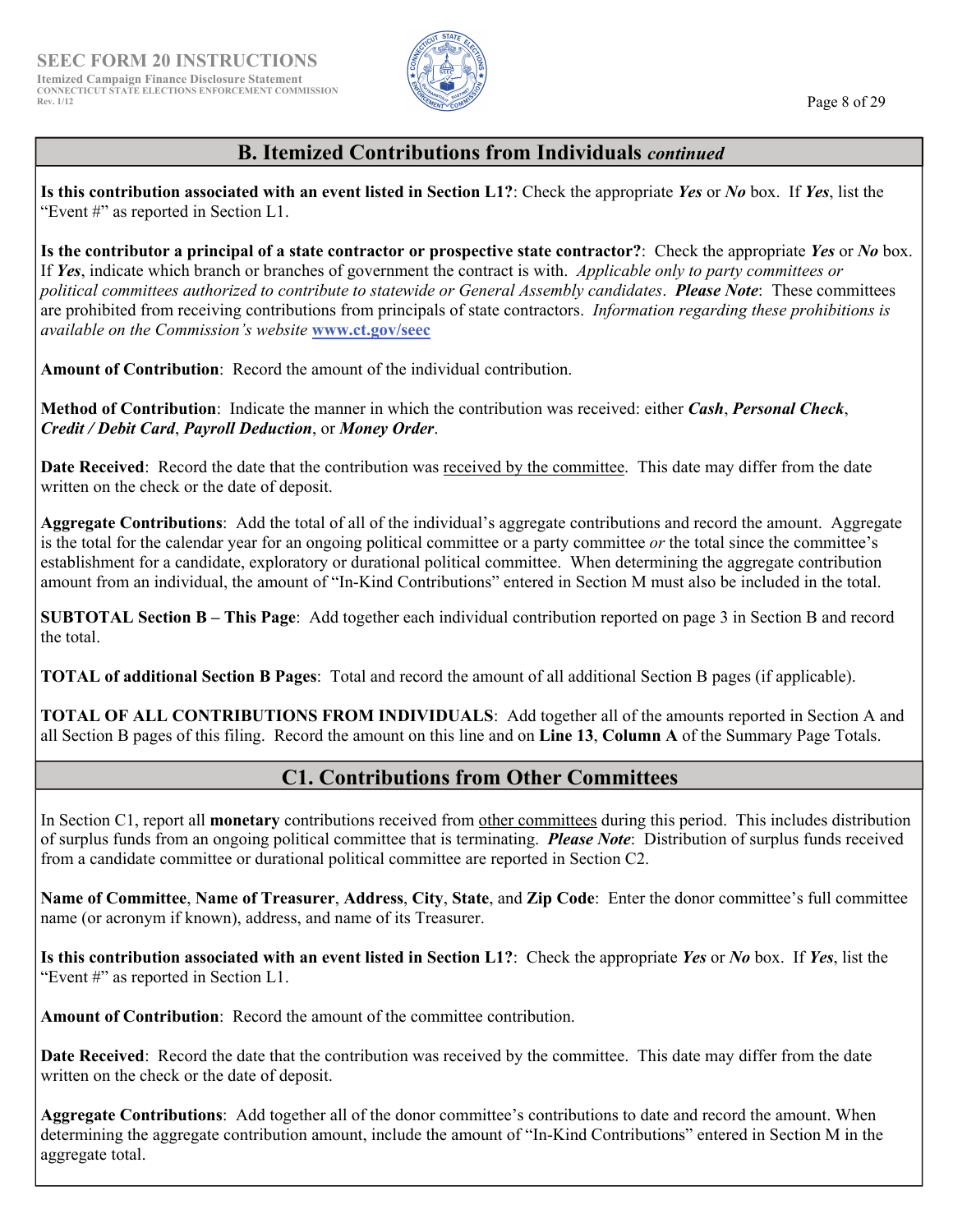## B. Itemized Contributions from Individuals *continued*

**Is this contribution associated with an event listed in Section L1?**: Check the appropriate ***Yes*** or ***No*** box. If ***Yes***, list the "Event #" as reported in Section L1.

**Is the contributor a principal of a state contractor or prospective state contractor?**: Check the appropriate ***Yes*** or ***No*** box. If ***Yes***, indicate which branch or branches of government the contract is with. *Applicable only to party committees or political committees authorized to contribute to statewide or General Assembly candidates*. ***Please Note***: These committees are prohibited from receiving contributions from principals of state contractors. *Information regarding these prohibitions is available on the Commission's website* **www.ct.gov/seec**

**Amount of Contribution**: Record the amount of the individual contribution.

**Method of Contribution**: Indicate the manner in which the contribution was received: either ***Cash***, ***Personal Check***, ***Credit / Debit Card***, ***Payroll Deduction***, or ***Money Order***.

**Date Received**: Record the date that the contribution was received by the committee. This date may differ from the date written on the check or the date of deposit.

**Aggregate Contributions**: Add the total of all of the individual's aggregate contributions and record the amount. Aggregate is the total for the calendar year for an ongoing political committee or a party committee *or* the total since the committee's establishment for a candidate, exploratory or durational political committee. When determining the aggregate contribution amount from an individual, the amount of "In-Kind Contributions" entered in Section M must also be included in the total.

**SUBTOTAL Section B – This Page**: Add together each individual contribution reported on page 3 in Section B and record the total.

**TOTAL of additional Section B Pages**: Total and record the amount of all additional Section B pages (if applicable).

**TOTAL OF ALL CONTRIBUTIONS FROM INDIVIDUALS**: Add together all of the amounts reported in Section A and all Section B pages of this filing. Record the amount on this line and on **Line 13**, **Column A** of the Summary Page Totals.

## C1. Contributions from Other Committees

In Section C1, report all **monetary** contributions received from other committees during this period. This includes distribution of surplus funds from an ongoing political committee that is terminating. ***Please Note***: Distribution of surplus funds received from a candidate committee or durational political committee are reported in Section C2.

**Name of Committee**, **Name of Treasurer**, **Address**, **City**, **State**, and **Zip Code**: Enter the donor committee's full committee name (or acronym if known), address, and name of its Treasurer.

**Is this contribution associated with an event listed in Section L1?**: Check the appropriate ***Yes*** or ***No*** box. If ***Yes***, list the "Event #" as reported in Section L1.

**Amount of Contribution**: Record the amount of the committee contribution.

**Date Received**: Record the date that the contribution was received by the committee. This date may differ from the date written on the check or the date of deposit.

**Aggregate Contributions**: Add together all of the donor committee's contributions to date and record the amount. When determining the aggregate contribution amount, include the amount of "In-Kind Contributions" entered in Section M in the aggregate total.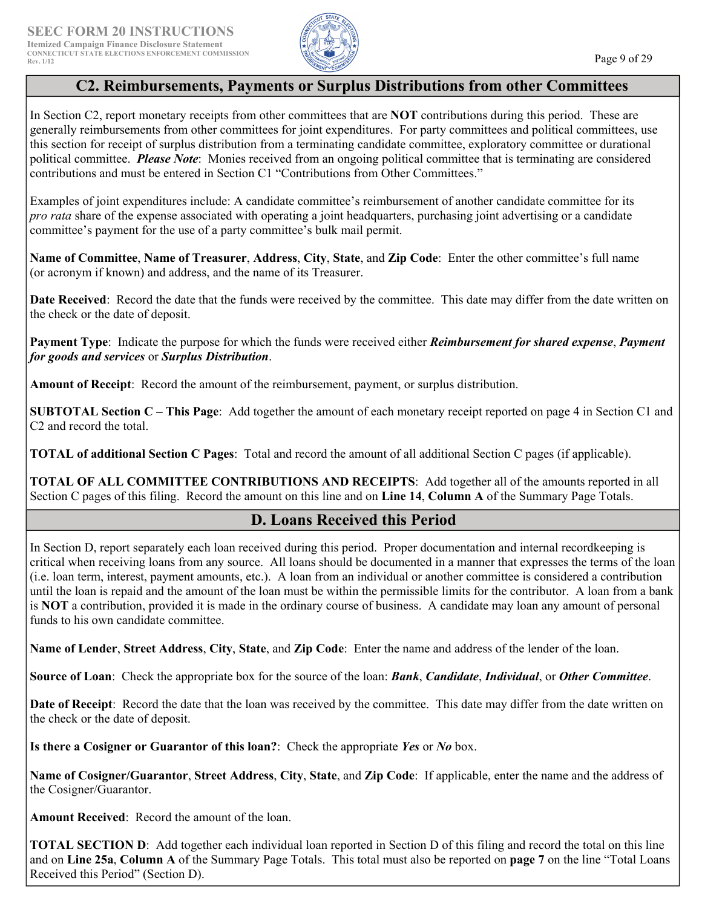## C2. Reimbursements, Payments or Surplus Distributions from other Committees

In Section C2, report monetary receipts from other committees that are **NOT** contributions during this period. These are generally reimbursements from other committees for joint expenditures. For party committees and political committees, use this section for receipt of surplus distribution from a terminating candidate committee, exploratory committee or durational political committee. ***Please Note***: Monies received from an ongoing political committee that is terminating are considered contributions and must be entered in Section C1 "Contributions from Other Committees."

Examples of joint expenditures include: A candidate committee's reimbursement of another candidate committee for its *pro rata* share of the expense associated with operating a joint headquarters, purchasing joint advertising or a candidate committee's payment for the use of a party committee's bulk mail permit.

**Name of Committee**, **Name of Treasurer**, **Address**, **City**, **State**, and **Zip Code**: Enter the other committee's full name (or acronym if known) and address, and the name of its Treasurer.

**Date Received**: Record the date that the funds were received by the committee. This date may differ from the date written on the check or the date of deposit.

**Payment Type**: Indicate the purpose for which the funds were received either ***Reimbursement for shared expense***, ***Payment for goods and services*** or ***Surplus Distribution***.

**Amount of Receipt**: Record the amount of the reimbursement, payment, or surplus distribution.

**SUBTOTAL Section C – This Page**: Add together the amount of each monetary receipt reported on page 4 in Section C1 and C2 and record the total.

**TOTAL of additional Section C Pages**: Total and record the amount of all additional Section C pages (if applicable).

**TOTAL OF ALL COMMITTEE CONTRIBUTIONS AND RECEIPTS**: Add together all of the amounts reported in all Section C pages of this filing. Record the amount on this line and on **Line 14**, **Column A** of the Summary Page Totals.

## D. Loans Received this Period

In Section D, report separately each loan received during this period. Proper documentation and internal recordkeeping is critical when receiving loans from any source. All loans should be documented in a manner that expresses the terms of the loan (i.e. loan term, interest, payment amounts, etc.). A loan from an individual or another committee is considered a contribution until the loan is repaid and the amount of the loan must be within the permissible limits for the contributor. A loan from a bank is **NOT** a contribution, provided it is made in the ordinary course of business. A candidate may loan any amount of personal funds to his own candidate committee.

**Name of Lender**, **Street Address**, **City**, **State**, and **Zip Code**: Enter the name and address of the lender of the loan.

**Source of Loan**: Check the appropriate box for the source of the loan: ***Bank***, ***Candidate***, ***Individual***, or ***Other Committee***.

**Date of Receipt**: Record the date that the loan was received by the committee. This date may differ from the date written on the check or the date of deposit.

**Is there a Cosigner or Guarantor of this loan?**: Check the appropriate ***Yes*** or ***No*** box.

**Name of Cosigner/Guarantor**, **Street Address**, **City**, **State**, and **Zip Code**: If applicable, enter the name and the address of the Cosigner/Guarantor.

**Amount Received**: Record the amount of the loan.

**TOTAL SECTION D**: Add together each individual loan reported in Section D of this filing and record the total on this line and on **Line 25a**, **Column A** of the Summary Page Totals. This total must also be reported on **page 7** on the line "Total Loans Received this Period" (Section D).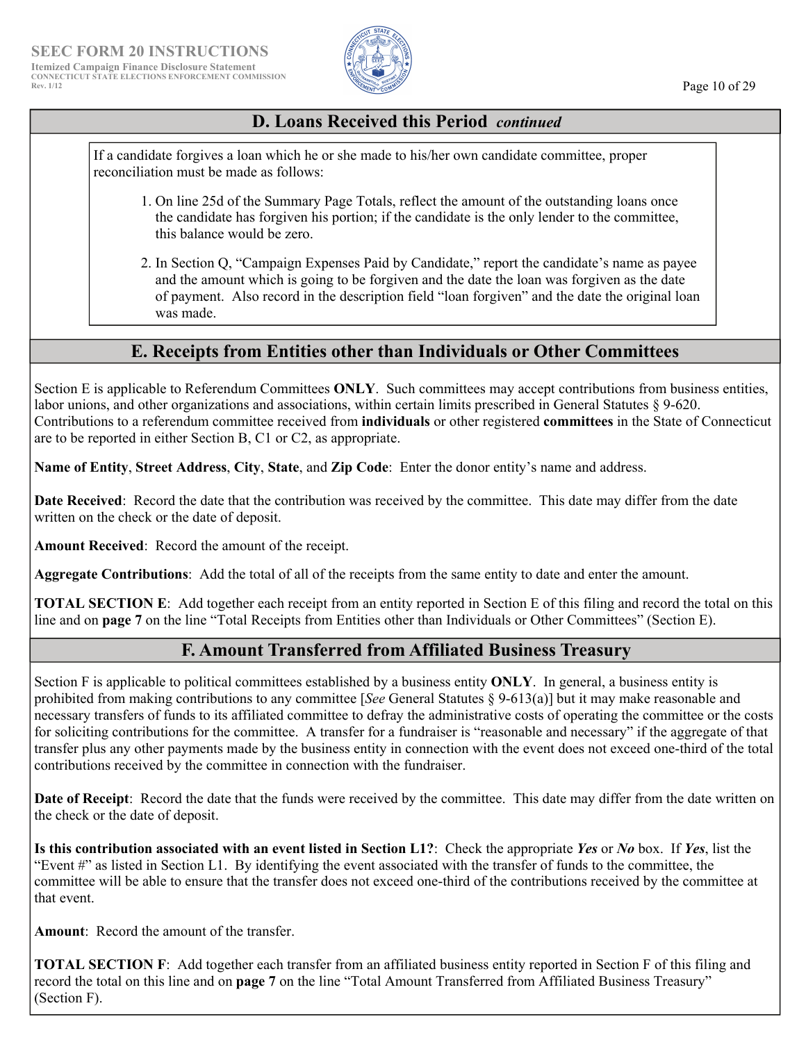## D. Loans Received this Period *continued*

If a candidate forgives a loan which he or she made to his/her own candidate committee, proper reconciliation must be made as follows:

1. On line 25d of the Summary Page Totals, reflect the amount of the outstanding loans once the candidate has forgiven his portion; if the candidate is the only lender to the committee, this balance would be zero.
2. In Section Q, "Campaign Expenses Paid by Candidate," report the candidate's name as payee and the amount which is going to be forgiven and the date the loan was forgiven as the date of payment. Also record in the description field "loan forgiven" and the date the original loan was made.

## E. Receipts from Entities other than Individuals or Other Committees

Section E is applicable to Referendum Committees **ONLY**. Such committees may accept contributions from business entities, labor unions, and other organizations and associations, within certain limits prescribed in General Statutes § 9-620. Contributions to a referendum committee received from **individuals** or other registered **committees** in the State of Connecticut are to be reported in either Section B, C1 or C2, as appropriate.

**Name of Entity**, **Street Address**, **City**, **State**, and **Zip Code**: Enter the donor entity's name and address.

**Date Received**: Record the date that the contribution was received by the committee. This date may differ from the date written on the check or the date of deposit.

**Amount Received**: Record the amount of the receipt.

**Aggregate Contributions**: Add the total of all of the receipts from the same entity to date and enter the amount.

**TOTAL SECTION E**: Add together each receipt from an entity reported in Section E of this filing and record the total on this line and on **page 7** on the line "Total Receipts from Entities other than Individuals or Other Committees" (Section E).

## F. Amount Transferred from Affiliated Business Treasury

Section F is applicable to political committees established by a business entity **ONLY**. In general, a business entity is prohibited from making contributions to any committee [*See* General Statutes § 9-613(a)] but it may make reasonable and necessary transfers of funds to its affiliated committee to defray the administrative costs of operating the committee or the costs for soliciting contributions for the committee. A transfer for a fundraiser is "reasonable and necessary" if the aggregate of that transfer plus any other payments made by the business entity in connection with the event does not exceed one-third of the total contributions received by the committee in connection with the fundraiser.

**Date of Receipt**: Record the date that the funds were received by the committee. This date may differ from the date written on the check or the date of deposit.

**Is this contribution associated with an event listed in Section L1?**: Check the appropriate ***Yes*** or ***No*** box. If ***Yes***, list the "Event #" as listed in Section L1. By identifying the event associated with the transfer of funds to the committee, the committee will be able to ensure that the transfer does not exceed one-third of the contributions received by the committee at that event.

**Amount**: Record the amount of the transfer.

**TOTAL SECTION F**: Add together each transfer from an affiliated business entity reported in Section F of this filing and record the total on this line and on **page 7** on the line "Total Amount Transferred from Affiliated Business Treasury" (Section F).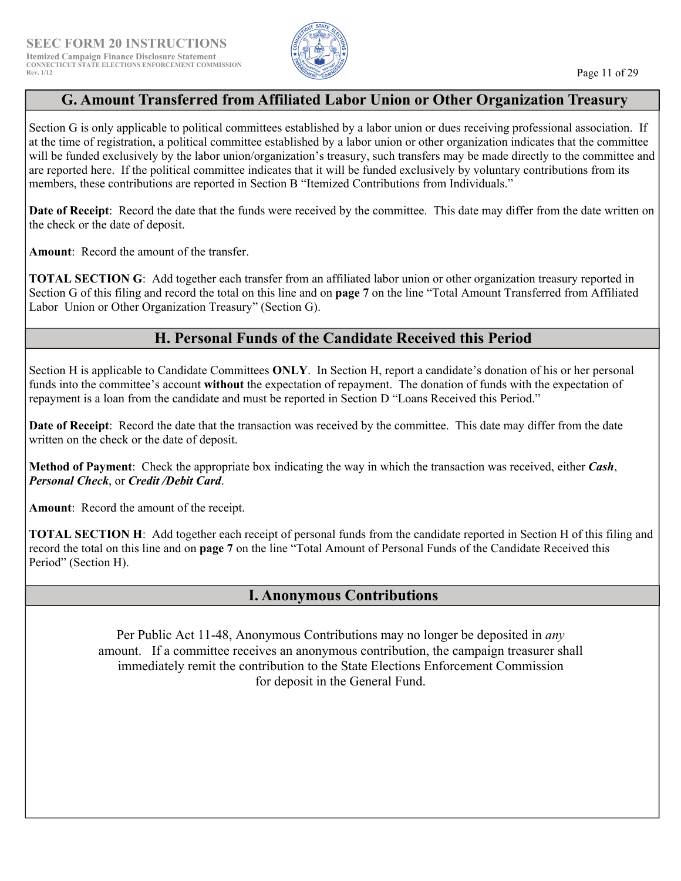## G. Amount Transferred from Affiliated Labor Union or Other Organization Treasury

Section G is only applicable to political committees established by a labor union or dues receiving professional association. If at the time of registration, a political committee established by a labor union or other organization indicates that the committee will be funded exclusively by the labor union/organization's treasury, such transfers may be made directly to the committee and are reported here. If the political committee indicates that it will be funded exclusively by voluntary contributions from its members, these contributions are reported in Section B "Itemized Contributions from Individuals."

**Date of Receipt**: Record the date that the funds were received by the committee. This date may differ from the date written on the check or the date of deposit.

**Amount**: Record the amount of the transfer.

**TOTAL SECTION G**: Add together each transfer from an affiliated labor union or other organization treasury reported in Section G of this filing and record the total on this line and on **page 7** on the line "Total Amount Transferred from Affiliated Labor Union or Other Organization Treasury" (Section G).

## H. Personal Funds of the Candidate Received this Period

Section H is applicable to Candidate Committees **ONLY**. In Section H, report a candidate's donation of his or her personal funds into the committee's account **without** the expectation of repayment. The donation of funds with the expectation of repayment is a loan from the candidate and must be reported in Section D "Loans Received this Period."

**Date of Receipt**: Record the date that the transaction was received by the committee. This date may differ from the date written on the check or the date of deposit.

**Method of Payment**: Check the appropriate box indicating the way in which the transaction was received, either ***Cash***, ***Personal Check***, or ***Credit /Debit Card***.

**Amount**: Record the amount of the receipt.

**TOTAL SECTION H**: Add together each receipt of personal funds from the candidate reported in Section H of this filing and record the total on this line and on **page 7** on the line "Total Amount of Personal Funds of the Candidate Received this Period" (Section H).

## I. Anonymous Contributions

Per Public Act 11-48, Anonymous Contributions may no longer be deposited in *any* amount. If a committee receives an anonymous contribution, the campaign treasurer shall immediately remit the contribution to the State Elections Enforcement Commission for deposit in the General Fund.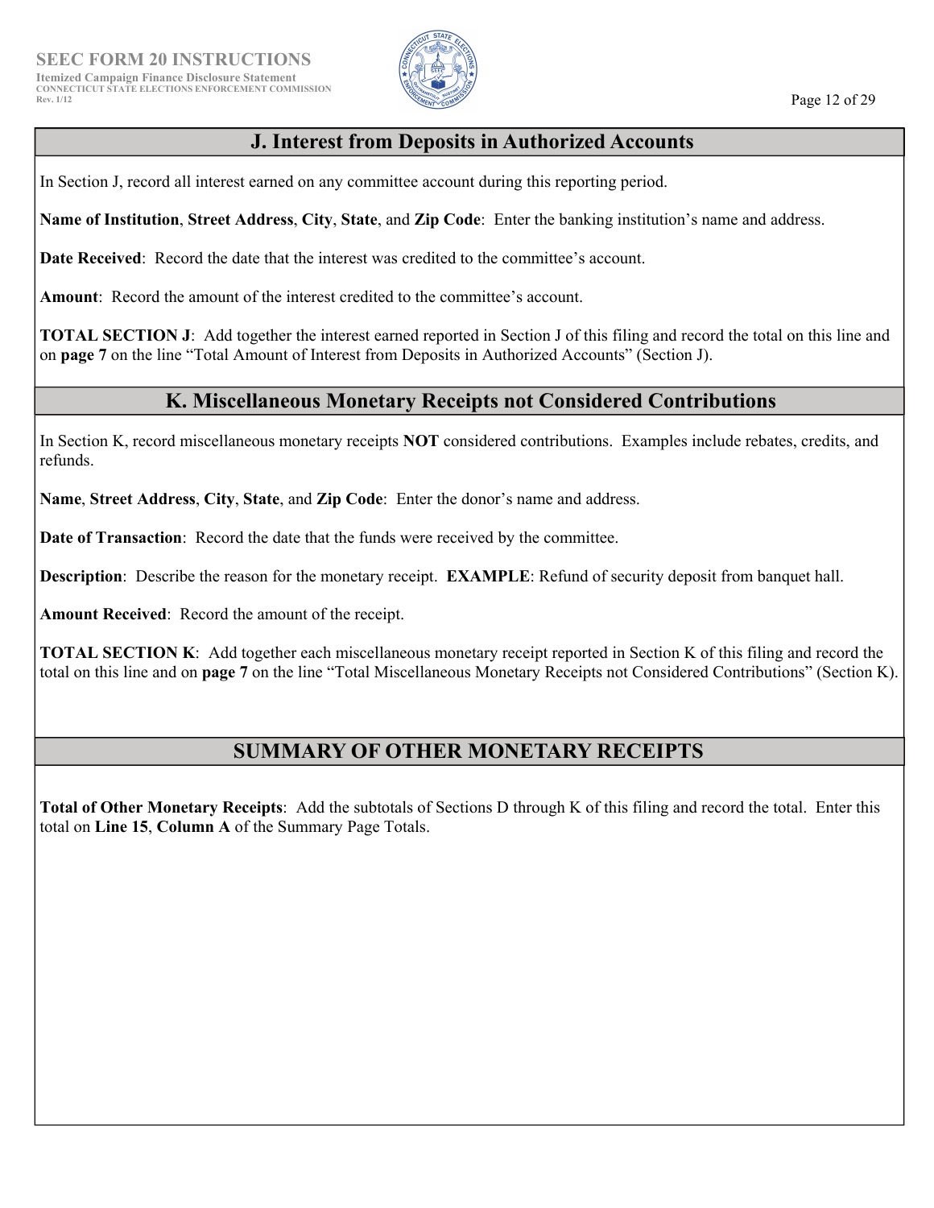## J. Interest from Deposits in Authorized Accounts

In Section J, record all interest earned on any committee account during this reporting period.

**Name of Institution**, **Street Address**, **City**, **State**, and **Zip Code**: Enter the banking institution's name and address.

**Date Received**: Record the date that the interest was credited to the committee's account.

**Amount**: Record the amount of the interest credited to the committee's account.

**TOTAL SECTION J**: Add together the interest earned reported in Section J of this filing and record the total on this line and on **page 7** on the line "Total Amount of Interest from Deposits in Authorized Accounts" (Section J).

## K. Miscellaneous Monetary Receipts not Considered Contributions

In Section K, record miscellaneous monetary receipts **NOT** considered contributions. Examples include rebates, credits, and refunds.

**Name**, **Street Address**, **City**, **State**, and **Zip Code**: Enter the donor's name and address.

**Date of Transaction**: Record the date that the funds were received by the committee.

**Description**: Describe the reason for the monetary receipt. **EXAMPLE**: Refund of security deposit from banquet hall.

**Amount Received**: Record the amount of the receipt.

**TOTAL SECTION K**: Add together each miscellaneous monetary receipt reported in Section K of this filing and record the total on this line and on **page 7** on the line "Total Miscellaneous Monetary Receipts not Considered Contributions" (Section K).

## SUMMARY OF OTHER MONETARY RECEIPTS

**Total of Other Monetary Receipts**: Add the subtotals of Sections D through K of this filing and record the total. Enter this total on **Line 15**, **Column A** of the Summary Page Totals.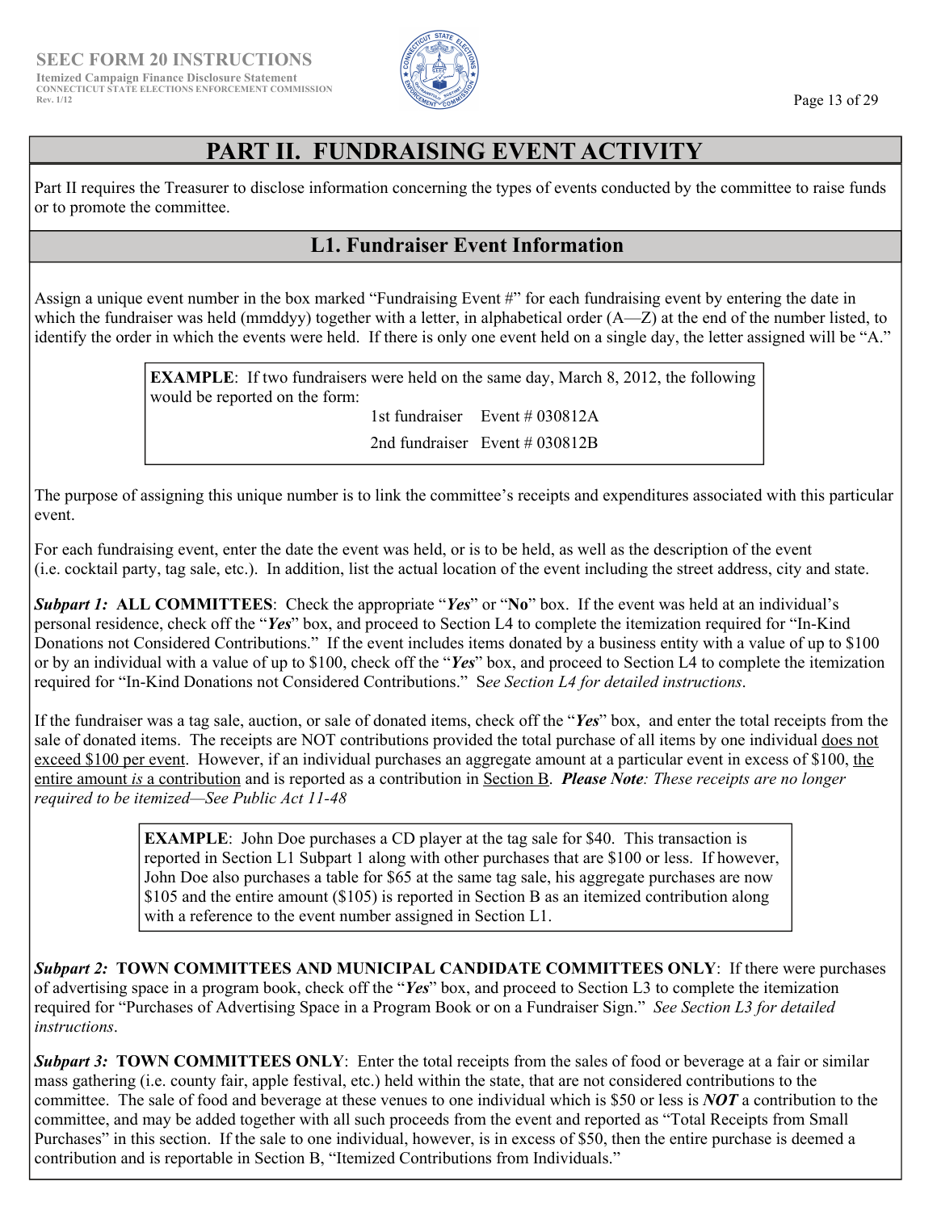# PART II. FUNDRAISING EVENT ACTIVITY

Part II requires the Treasurer to disclose information concerning the types of events conducted by the committee to raise funds or to promote the committee.

## L1. Fundraiser Event Information

Assign a unique event number in the box marked "Fundraising Event #" for each fundraising event by entering the date in which the fundraiser was held (mmddyy) together with a letter, in alphabetical order (A—Z) at the end of the number listed, to identify the order in which the events were held. If there is only one event held on a single day, the letter assigned will be "A."

> **EXAMPLE**: If two fundraisers were held on the same day, March 8, 2012, the following would be reported on the form:
>
> 1st fundraiser Event # 030812A
>
> 2nd fundraiser Event # 030812B

The purpose of assigning this unique number is to link the committee's receipts and expenditures associated with this particular event.

For each fundraising event, enter the date the event was held, or is to be held, as well as the description of the event (i.e. cocktail party, tag sale, etc.). In addition, list the actual location of the event including the street address, city and state.

***Subpart 1:*** **ALL COMMITTEES**: Check the appropriate "***Yes***" or "**No**" box. If the event was held at an individual's personal residence, check off the "***Yes***" box, and proceed to Section L4 to complete the itemization required for "In-Kind Donations not Considered Contributions." If the event includes items donated by a business entity with a value of up to $100 or by an individual with a value of up to $100, check off the "***Yes***" box, and proceed to Section L4 to complete the itemization required for "In-Kind Donations not Considered Contributions." S*ee Section L4 for detailed instructions*.

If the fundraiser was a tag sale, auction, or sale of donated items, check off the "***Yes***" box, and enter the total receipts from the sale of donated items. The receipts are NOT contributions provided the total purchase of all items by one individual does not exceed $100 per event. However, if an individual purchases an aggregate amount at a particular event in excess of $100, the entire amount *is* a contribution and is reported as a contribution in Section B. ***Please Note****: These receipts are no longer required to be itemized—See Public Act 11-48*

> **EXAMPLE**: John Doe purchases a CD player at the tag sale for $40. This transaction is reported in Section L1 Subpart 1 along with other purchases that are $100 or less. If however, John Doe also purchases a table for $65 at the same tag sale, his aggregate purchases are now $105 and the entire amount ($105) is reported in Section B as an itemized contribution along with a reference to the event number assigned in Section L1.

***Subpart 2:*** **TOWN COMMITTEES AND MUNICIPAL CANDIDATE COMMITTEES ONLY**: If there were purchases of advertising space in a program book, check off the "***Yes***" box, and proceed to Section L3 to complete the itemization required for "Purchases of Advertising Space in a Program Book or on a Fundraiser Sign." *See Section L3 for detailed instructions*.

***Subpart 3:*** **TOWN COMMITTEES ONLY**: Enter the total receipts from the sales of food or beverage at a fair or similar mass gathering (i.e. county fair, apple festival, etc.) held within the state, that are not considered contributions to the committee. The sale of food and beverage at these venues to one individual which is $50 or less is ***NOT*** a contribution to the committee, and may be added together with all such proceeds from the event and reported as "Total Receipts from Small Purchases" in this section. If the sale to one individual, however, is in excess of $50, then the entire purchase is deemed a contribution and is reportable in Section B, "Itemized Contributions from Individuals."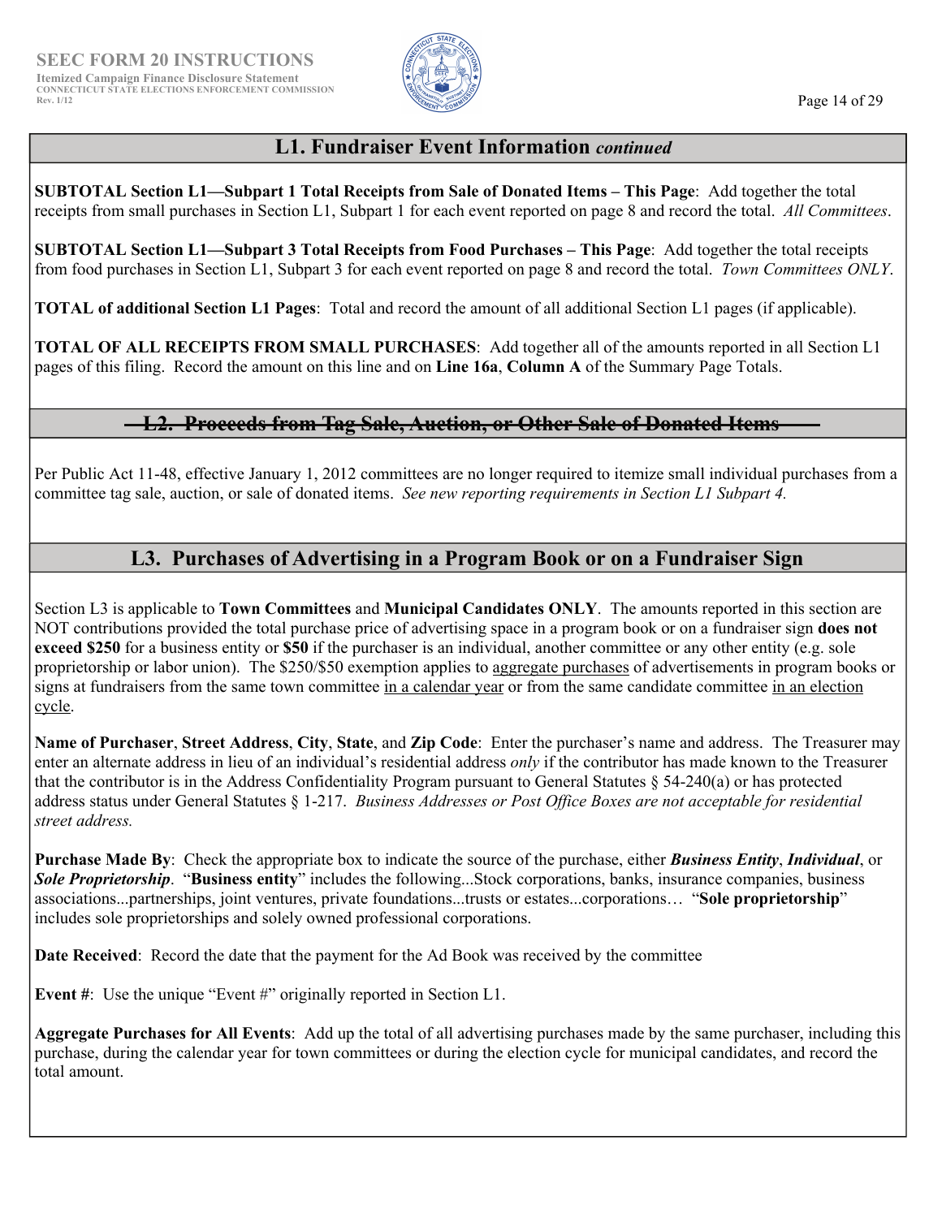## L1. Fundraiser Event Information *continued*

**SUBTOTAL Section L1—Subpart 1 Total Receipts from Sale of Donated Items – This Page**: Add together the total receipts from small purchases in Section L1, Subpart 1 for each event reported on page 8 and record the total. *All Committees*.

**SUBTOTAL Section L1—Subpart 3 Total Receipts from Food Purchases – This Page**: Add together the total receipts from food purchases in Section L1, Subpart 3 for each event reported on page 8 and record the total. *Town Committees ONLY*.

**TOTAL of additional Section L1 Pages**: Total and record the amount of all additional Section L1 pages (if applicable).

**TOTAL OF ALL RECEIPTS FROM SMALL PURCHASES**: Add together all of the amounts reported in all Section L1 pages of this filing. Record the amount on this line and on **Line 16a**, **Column A** of the Summary Page Totals.

## ~~L2. Proceeds from Tag Sale, Auction, or Other Sale of Donated Items~~

Per Public Act 11-48, effective January 1, 2012 committees are no longer required to itemize small individual purchases from a committee tag sale, auction, or sale of donated items. *See new reporting requirements in Section L1 Subpart 4.*

## L3. Purchases of Advertising in a Program Book or on a Fundraiser Sign

Section L3 is applicable to **Town Committees** and **Municipal Candidates ONLY**. The amounts reported in this section are NOT contributions provided the total purchase price of advertising space in a program book or on a fundraiser sign **does not exceed $250** for a business entity or **$50** if the purchaser is an individual, another committee or any other entity (e.g. sole proprietorship or labor union). The $250/$50 exemption applies to aggregate purchases of advertisements in program books or signs at fundraisers from the same town committee in a calendar year or from the same candidate committee in an election cycle.

**Name of Purchaser**, **Street Address**, **City**, **State**, and **Zip Code**: Enter the purchaser's name and address. The Treasurer may enter an alternate address in lieu of an individual's residential address *only* if the contributor has made known to the Treasurer that the contributor is in the Address Confidentiality Program pursuant to General Statutes § 54-240(a) or has protected address status under General Statutes § 1-217. *Business Addresses or Post Office Boxes are not acceptable for residential street address.*

**Purchase Made By**: Check the appropriate box to indicate the source of the purchase, either ***Business Entity***, ***Individual***, or ***Sole Proprietorship***. "**Business entity**" includes the following...Stock corporations, banks, insurance companies, business associations...partnerships, joint ventures, private foundations...trusts or estates...corporations… "**Sole proprietorship**" includes sole proprietorships and solely owned professional corporations.

**Date Received**: Record the date that the payment for the Ad Book was received by the committee

**Event #**: Use the unique "Event #" originally reported in Section L1.

**Aggregate Purchases for All Events**: Add up the total of all advertising purchases made by the same purchaser, including this purchase, during the calendar year for town committees or during the election cycle for municipal candidates, and record the total amount.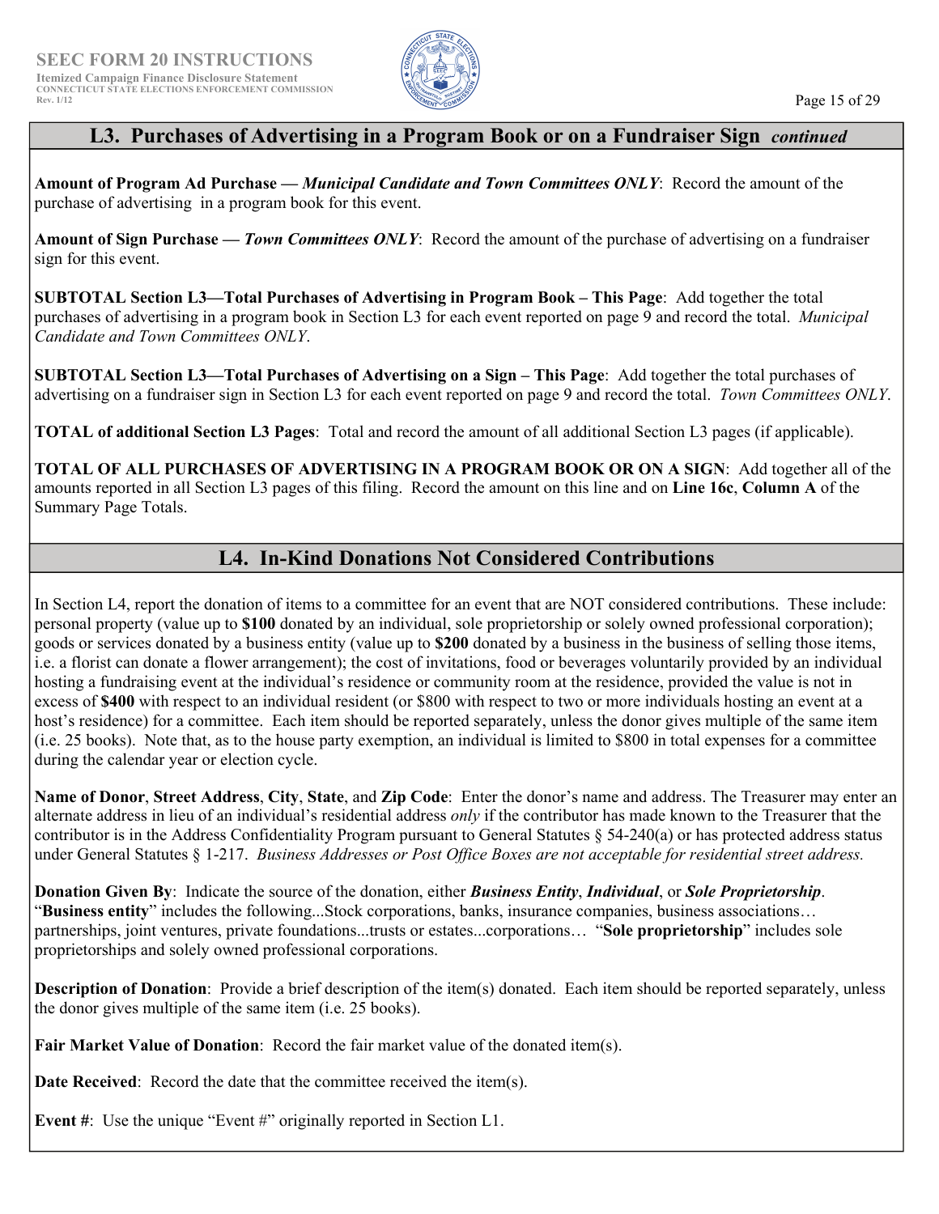## L3. Purchases of Advertising in a Program Book or on a Fundraiser Sign *continued*

**Amount of Program Ad Purchase — *Municipal Candidate and Town Committees ONLY***: Record the amount of the purchase of advertising in a program book for this event.

**Amount of Sign Purchase — *Town Committees ONLY***: Record the amount of the purchase of advertising on a fundraiser sign for this event.

**SUBTOTAL Section L3—Total Purchases of Advertising in Program Book – This Page**: Add together the total purchases of advertising in a program book in Section L3 for each event reported on page 9 and record the total. *Municipal Candidate and Town Committees ONLY*.

**SUBTOTAL Section L3—Total Purchases of Advertising on a Sign – This Page**: Add together the total purchases of advertising on a fundraiser sign in Section L3 for each event reported on page 9 and record the total. *Town Committees ONLY*.

**TOTAL of additional Section L3 Pages**: Total and record the amount of all additional Section L3 pages (if applicable).

**TOTAL OF ALL PURCHASES OF ADVERTISING IN A PROGRAM BOOK OR ON A SIGN**: Add together all of the amounts reported in all Section L3 pages of this filing. Record the amount on this line and on **Line 16c**, **Column A** of the Summary Page Totals.

## L4. In-Kind Donations Not Considered Contributions

In Section L4, report the donation of items to a committee for an event that are NOT considered contributions. These include: personal property (value up to **$100** donated by an individual, sole proprietorship or solely owned professional corporation); goods or services donated by a business entity (value up to **$200** donated by a business in the business of selling those items, i.e. a florist can donate a flower arrangement); the cost of invitations, food or beverages voluntarily provided by an individual hosting a fundraising event at the individual's residence or community room at the residence, provided the value is not in excess of **$400** with respect to an individual resident (or $800 with respect to two or more individuals hosting an event at a host's residence) for a committee. Each item should be reported separately, unless the donor gives multiple of the same item (i.e. 25 books). Note that, as to the house party exemption, an individual is limited to $800 in total expenses for a committee during the calendar year or election cycle.

**Name of Donor**, **Street Address**, **City**, **State**, and **Zip Code**: Enter the donor's name and address. The Treasurer may enter an alternate address in lieu of an individual's residential address *only* if the contributor has made known to the Treasurer that the contributor is in the Address Confidentiality Program pursuant to General Statutes § 54-240(a) or has protected address status under General Statutes § 1-217. *Business Addresses or Post Office Boxes are not acceptable for residential street address.*

**Donation Given By**: Indicate the source of the donation, either ***Business Entity***, ***Individual***, or ***Sole Proprietorship***. "**Business entity**" includes the following...Stock corporations, banks, insurance companies, business associations… partnerships, joint ventures, private foundations...trusts or estates...corporations… "**Sole proprietorship**" includes sole proprietorships and solely owned professional corporations.

**Description of Donation**: Provide a brief description of the item(s) donated. Each item should be reported separately, unless the donor gives multiple of the same item (i.e. 25 books).

**Fair Market Value of Donation**: Record the fair market value of the donated item(s).

**Date Received**: Record the date that the committee received the item(s).

**Event #**: Use the unique "Event #" originally reported in Section L1.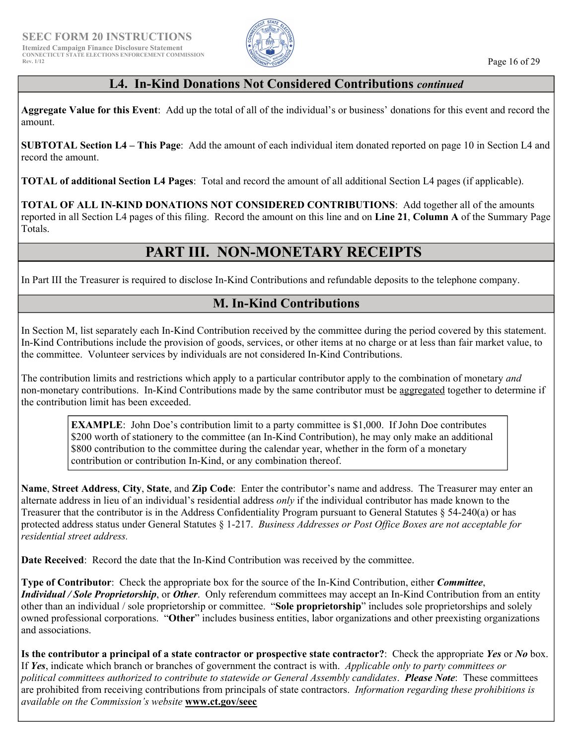## L4. In-Kind Donations Not Considered Contributions *continued*

**Aggregate Value for this Event**: Add up the total of all of the individual's or business' donations for this event and record the amount.

**SUBTOTAL Section L4 – This Page**: Add the amount of each individual item donated reported on page 10 in Section L4 and record the amount.

**TOTAL of additional Section L4 Pages**: Total and record the amount of all additional Section L4 pages (if applicable).

**TOTAL OF ALL IN-KIND DONATIONS NOT CONSIDERED CONTRIBUTIONS**: Add together all of the amounts reported in all Section L4 pages of this filing. Record the amount on this line and on **Line 21**, **Column A** of the Summary Page Totals.

# PART III. NON-MONETARY RECEIPTS

In Part III the Treasurer is required to disclose In-Kind Contributions and refundable deposits to the telephone company.

## M. In-Kind Contributions

In Section M, list separately each In-Kind Contribution received by the committee during the period covered by this statement. In-Kind Contributions include the provision of goods, services, or other items at no charge or at less than fair market value, to the committee. Volunteer services by individuals are not considered In-Kind Contributions.

The contribution limits and restrictions which apply to a particular contributor apply to the combination of monetary *and* non-monetary contributions. In-Kind Contributions made by the same contributor must be aggregated together to determine if the contribution limit has been exceeded.

> **EXAMPLE**: John Doe's contribution limit to a party committee is $1,000. If John Doe contributes $200 worth of stationery to the committee (an In-Kind Contribution), he may only make an additional $800 contribution to the committee during the calendar year, whether in the form of a monetary contribution or contribution In-Kind, or any combination thereof.

**Name**, **Street Address**, **City**, **State**, and **Zip Code**: Enter the contributor's name and address. The Treasurer may enter an alternate address in lieu of an individual's residential address *only* if the individual contributor has made known to the Treasurer that the contributor is in the Address Confidentiality Program pursuant to General Statutes § 54-240(a) or has protected address status under General Statutes § 1-217. *Business Addresses or Post Office Boxes are not acceptable for residential street address.*

**Date Received**: Record the date that the In-Kind Contribution was received by the committee.

**Type of Contributor**: Check the appropriate box for the source of the In-Kind Contribution, either ***Committee***, ***Individual / Sole Proprietorship***, or ***Other***. Only referendum committees may accept an In-Kind Contribution from an entity other than an individual / sole proprietorship or committee. "**Sole proprietorship**" includes sole proprietorships and solely owned professional corporations. "**Other**" includes business entities, labor organizations and other preexisting organizations and associations.

**Is the contributor a principal of a state contractor or prospective state contractor?**: Check the appropriate ***Yes*** or ***No*** box. If ***Yes***, indicate which branch or branches of government the contract is with. *Applicable only to party committees or political committees authorized to contribute to statewide or General Assembly candidates*. ***Please Note***: These committees are prohibited from receiving contributions from principals of state contractors. *Information regarding these prohibitions is available on the Commission's website* **www.ct.gov/seec**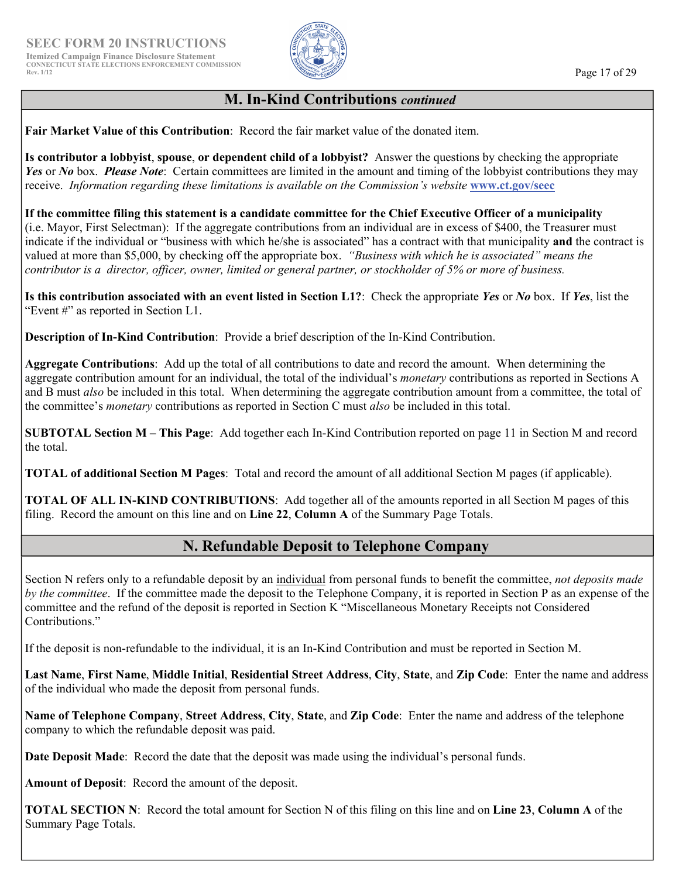## M. In-Kind Contributions *continued*

**Fair Market Value of this Contribution**: Record the fair market value of the donated item.

**Is contributor a lobbyist**, **spouse**, **or dependent child of a lobbyist?** Answer the questions by checking the appropriate ***Yes*** or ***No*** box. ***Please Note***: Certain committees are limited in the amount and timing of the lobbyist contributions they may receive. *Information regarding these limitations is available on the Commission's website* **www.ct.gov/seec**

**If the committee filing this statement is a candidate committee for the Chief Executive Officer of a municipality** (i.e. Mayor, First Selectman): If the aggregate contributions from an individual are in excess of $400, the Treasurer must indicate if the individual or "business with which he/she is associated" has a contract with that municipality **and** the contract is valued at more than $5,000, by checking off the appropriate box. *"Business with which he is associated" means the contributor is a director, officer, owner, limited or general partner, or stockholder of 5% or more of business.*

**Is this contribution associated with an event listed in Section L1?**: Check the appropriate ***Yes*** or ***No*** box. If ***Yes***, list the "Event #" as reported in Section L1.

**Description of In-Kind Contribution**: Provide a brief description of the In-Kind Contribution.

**Aggregate Contributions**: Add up the total of all contributions to date and record the amount. When determining the aggregate contribution amount for an individual, the total of the individual's *monetary* contributions as reported in Sections A and B must *also* be included in this total. When determining the aggregate contribution amount from a committee, the total of the committee's *monetary* contributions as reported in Section C must *also* be included in this total.

**SUBTOTAL Section M – This Page**: Add together each In-Kind Contribution reported on page 11 in Section M and record the total.

**TOTAL of additional Section M Pages**: Total and record the amount of all additional Section M pages (if applicable).

**TOTAL OF ALL IN-KIND CONTRIBUTIONS**: Add together all of the amounts reported in all Section M pages of this filing. Record the amount on this line and on **Line 22**, **Column A** of the Summary Page Totals.

## N. Refundable Deposit to Telephone Company

Section N refers only to a refundable deposit by an individual from personal funds to benefit the committee, *not deposits made by the committee*. If the committee made the deposit to the Telephone Company, it is reported in Section P as an expense of the committee and the refund of the deposit is reported in Section K "Miscellaneous Monetary Receipts not Considered Contributions."

If the deposit is non-refundable to the individual, it is an In-Kind Contribution and must be reported in Section M.

**Last Name**, **First Name**, **Middle Initial**, **Residential Street Address**, **City**, **State**, and **Zip Code**: Enter the name and address of the individual who made the deposit from personal funds.

**Name of Telephone Company**, **Street Address**, **City**, **State**, and **Zip Code**: Enter the name and address of the telephone company to which the refundable deposit was paid.

**Date Deposit Made**: Record the date that the deposit was made using the individual's personal funds.

**Amount of Deposit**: Record the amount of the deposit.

**TOTAL SECTION N**: Record the total amount for Section N of this filing on this line and on **Line 23**, **Column A** of the Summary Page Totals.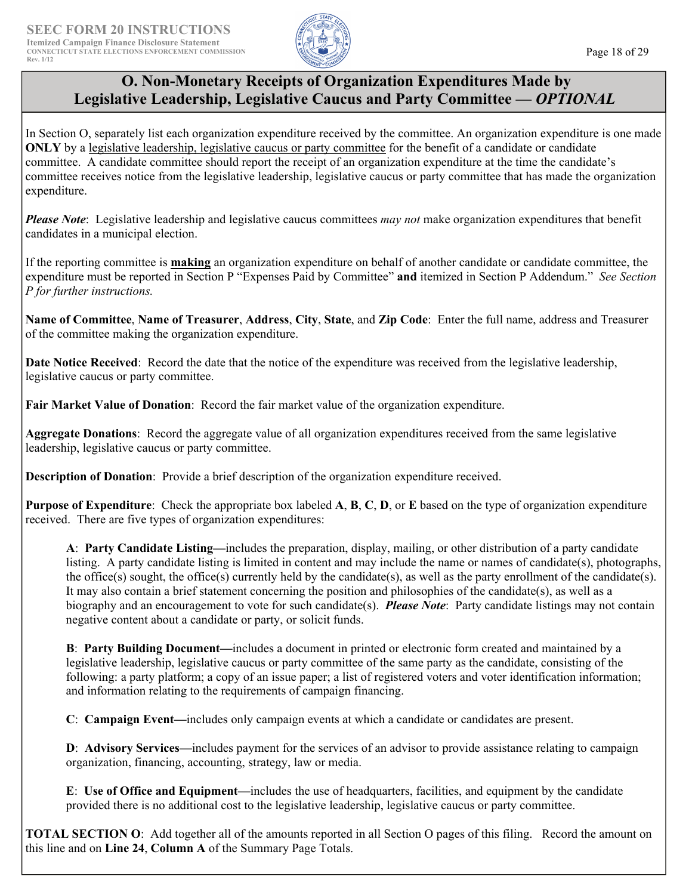## O. Non-Monetary Receipts of Organization Expenditures Made by Legislative Leadership, Legislative Caucus and Party Committee — *OPTIONAL*

In Section O, separately list each organization expenditure received by the committee. An organization expenditure is one made **ONLY** by a legislative leadership, legislative caucus or party committee for the benefit of a candidate or candidate committee. A candidate committee should report the receipt of an organization expenditure at the time the candidate's committee receives notice from the legislative leadership, legislative caucus or party committee that has made the organization expenditure.

***Please Note***: Legislative leadership and legislative caucus committees *may not* make organization expenditures that benefit candidates in a municipal election.

If the reporting committee is **making** an organization expenditure on behalf of another candidate or candidate committee, the expenditure must be reported in Section P "Expenses Paid by Committee" **and** itemized in Section P Addendum." *See Section P for further instructions.*

**Name of Committee**, **Name of Treasurer**, **Address**, **City**, **State**, and **Zip Code**: Enter the full name, address and Treasurer of the committee making the organization expenditure.

**Date Notice Received**: Record the date that the notice of the expenditure was received from the legislative leadership, legislative caucus or party committee.

**Fair Market Value of Donation**: Record the fair market value of the organization expenditure.

**Aggregate Donations**: Record the aggregate value of all organization expenditures received from the same legislative leadership, legislative caucus or party committee.

**Description of Donation**: Provide a brief description of the organization expenditure received.

**Purpose of Expenditure**: Check the appropriate box labeled **A**, **B**, **C**, **D**, or **E** based on the type of organization expenditure received. There are five types of organization expenditures:

> **A**: **Party Candidate Listing—**includes the preparation, display, mailing, or other distribution of a party candidate listing. A party candidate listing is limited in content and may include the name or names of candidate(s), photographs, the office(s) sought, the office(s) currently held by the candidate(s), as well as the party enrollment of the candidate(s). It may also contain a brief statement concerning the position and philosophies of the candidate(s), as well as a biography and an encouragement to vote for such candidate(s). ***Please Note***: Party candidate listings may not contain negative content about a candidate or party, or solicit funds.
>
> **B**: **Party Building Document—**includes a document in printed or electronic form created and maintained by a legislative leadership, legislative caucus or party committee of the same party as the candidate, consisting of the following: a party platform; a copy of an issue paper; a list of registered voters and voter identification information; and information relating to the requirements of campaign financing.
>
> **C**: **Campaign Event—**includes only campaign events at which a candidate or candidates are present.
>
> **D**: **Advisory Services—**includes payment for the services of an advisor to provide assistance relating to campaign organization, financing, accounting, strategy, law or media.
>
> **E**: **Use of Office and Equipment—**includes the use of headquarters, facilities, and equipment by the candidate provided there is no additional cost to the legislative leadership, legislative caucus or party committee.

**TOTAL SECTION O**: Add together all of the amounts reported in all Section O pages of this filing. Record the amount on this line and on **Line 24**, **Column A** of the Summary Page Totals.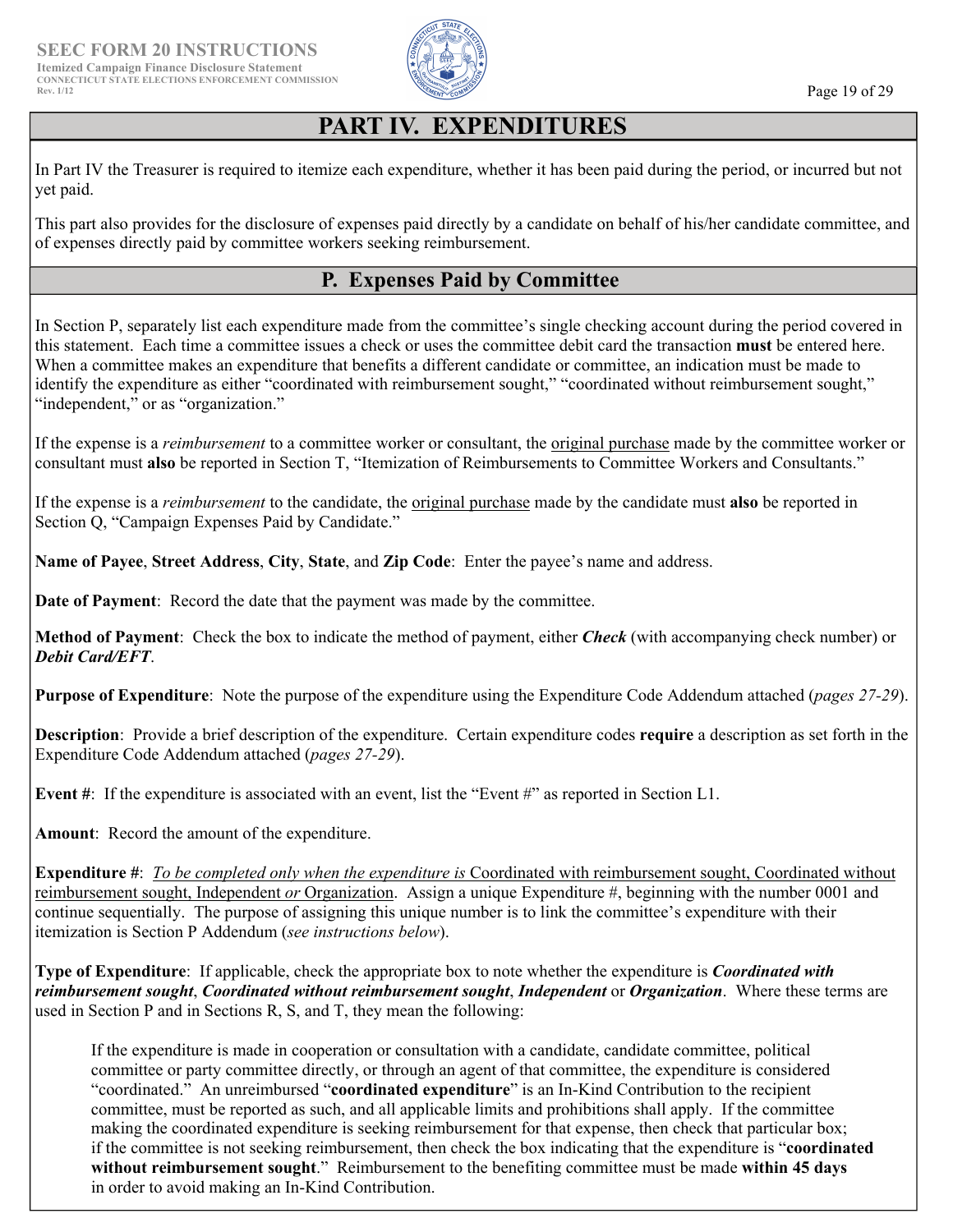# PART IV. EXPENDITURES

In Part IV the Treasurer is required to itemize each expenditure, whether it has been paid during the period, or incurred but not yet paid.

This part also provides for the disclosure of expenses paid directly by a candidate on behalf of his/her candidate committee, and of expenses directly paid by committee workers seeking reimbursement.

## P. Expenses Paid by Committee

In Section P, separately list each expenditure made from the committee's single checking account during the period covered in this statement. Each time a committee issues a check or uses the committee debit card the transaction **must** be entered here. When a committee makes an expenditure that benefits a different candidate or committee, an indication must be made to identify the expenditure as either "coordinated with reimbursement sought," "coordinated without reimbursement sought," "independent," or as "organization."

If the expense is a *reimbursement* to a committee worker or consultant, the original purchase made by the committee worker or consultant must **also** be reported in Section T, "Itemization of Reimbursements to Committee Workers and Consultants."

If the expense is a *reimbursement* to the candidate, the original purchase made by the candidate must **also** be reported in Section Q, "Campaign Expenses Paid by Candidate."

**Name of Payee**, **Street Address**, **City**, **State**, and **Zip Code**: Enter the payee's name and address.

**Date of Payment**: Record the date that the payment was made by the committee.

**Method of Payment**: Check the box to indicate the method of payment, either ***Check*** (with accompanying check number) or ***Debit Card/EFT***.

**Purpose of Expenditure**: Note the purpose of the expenditure using the Expenditure Code Addendum attached (*pages 27-29*).

**Description**: Provide a brief description of the expenditure. Certain expenditure codes **require** a description as set forth in the Expenditure Code Addendum attached (*pages 27-29*).

**Event #**: If the expenditure is associated with an event, list the "Event #" as reported in Section L1.

**Amount**: Record the amount of the expenditure.

**Expenditure #**: *To be completed only when the expenditure is* Coordinated with reimbursement sought, Coordinated without reimbursement sought, Independent *or* Organization. Assign a unique Expenditure #, beginning with the number 0001 and continue sequentially. The purpose of assigning this unique number is to link the committee's expenditure with their itemization is Section P Addendum (*see instructions below*).

**Type of Expenditure**: If applicable, check the appropriate box to note whether the expenditure is ***Coordinated with reimbursement sought***, ***Coordinated without reimbursement sought***, ***Independent*** or ***Organization***. Where these terms are used in Section P and in Sections R, S, and T, they mean the following:

> If the expenditure is made in cooperation or consultation with a candidate, candidate committee, political committee or party committee directly, or through an agent of that committee, the expenditure is considered "coordinated." An unreimbursed "**coordinated expenditure**" is an In-Kind Contribution to the recipient committee, must be reported as such, and all applicable limits and prohibitions shall apply. If the committee making the coordinated expenditure is seeking reimbursement for that expense, then check that particular box; if the committee is not seeking reimbursement, then check the box indicating that the expenditure is "**coordinated without reimbursement sought**." Reimbursement to the benefiting committee must be made **within 45 days** in order to avoid making an In-Kind Contribution.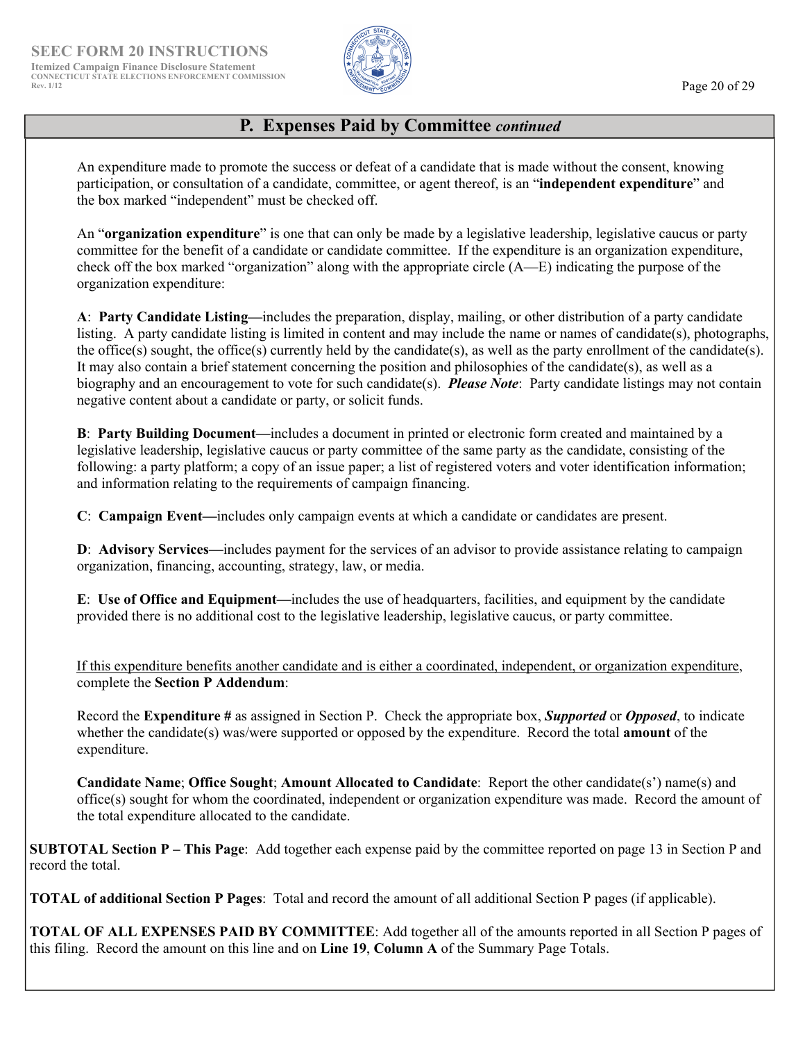## P. Expenses Paid by Committee *continued*

An expenditure made to promote the success or defeat of a candidate that is made without the consent, knowing participation, or consultation of a candidate, committee, or agent thereof, is an "**independent expenditure**" and the box marked "independent" must be checked off.

An "**organization expenditure**" is one that can only be made by a legislative leadership, legislative caucus or party committee for the benefit of a candidate or candidate committee. If the expenditure is an organization expenditure, check off the box marked "organization" along with the appropriate circle (A—E) indicating the purpose of the organization expenditure:

**A**: **Party Candidate Listing—**includes the preparation, display, mailing, or other distribution of a party candidate listing. A party candidate listing is limited in content and may include the name or names of candidate(s), photographs, the office(s) sought, the office(s) currently held by the candidate(s), as well as the party enrollment of the candidate(s). It may also contain a brief statement concerning the position and philosophies of the candidate(s), as well as a biography and an encouragement to vote for such candidate(s). ***Please Note***: Party candidate listings may not contain negative content about a candidate or party, or solicit funds.

**B**: **Party Building Document—**includes a document in printed or electronic form created and maintained by a legislative leadership, legislative caucus or party committee of the same party as the candidate, consisting of the following: a party platform; a copy of an issue paper; a list of registered voters and voter identification information; and information relating to the requirements of campaign financing.

**C**: **Campaign Event—**includes only campaign events at which a candidate or candidates are present.

**D**: **Advisory Services—**includes payment for the services of an advisor to provide assistance relating to campaign organization, financing, accounting, strategy, law, or media.

**E**: **Use of Office and Equipment—**includes the use of headquarters, facilities, and equipment by the candidate provided there is no additional cost to the legislative leadership, legislative caucus, or party committee.

<u>If this expenditure benefits another candidate and is either a coordinated, independent, or organization expenditure</u>, complete the **Section P Addendum**:

Record the **Expenditure #** as assigned in Section P. Check the appropriate box, ***Supported*** or ***Opposed***, to indicate whether the candidate(s) was/were supported or opposed by the expenditure. Record the total **amount** of the expenditure.

**Candidate Name**; **Office Sought**; **Amount Allocated to Candidate**: Report the other candidate(s') name(s) and office(s) sought for whom the coordinated, independent or organization expenditure was made. Record the amount of the total expenditure allocated to the candidate.

**SUBTOTAL Section P – This Page**: Add together each expense paid by the committee reported on page 13 in Section P and record the total.

**TOTAL of additional Section P Pages**: Total and record the amount of all additional Section P pages (if applicable).

**TOTAL OF ALL EXPENSES PAID BY COMMITTEE**: Add together all of the amounts reported in all Section P pages of this filing. Record the amount on this line and on **Line 19**, **Column A** of the Summary Page Totals.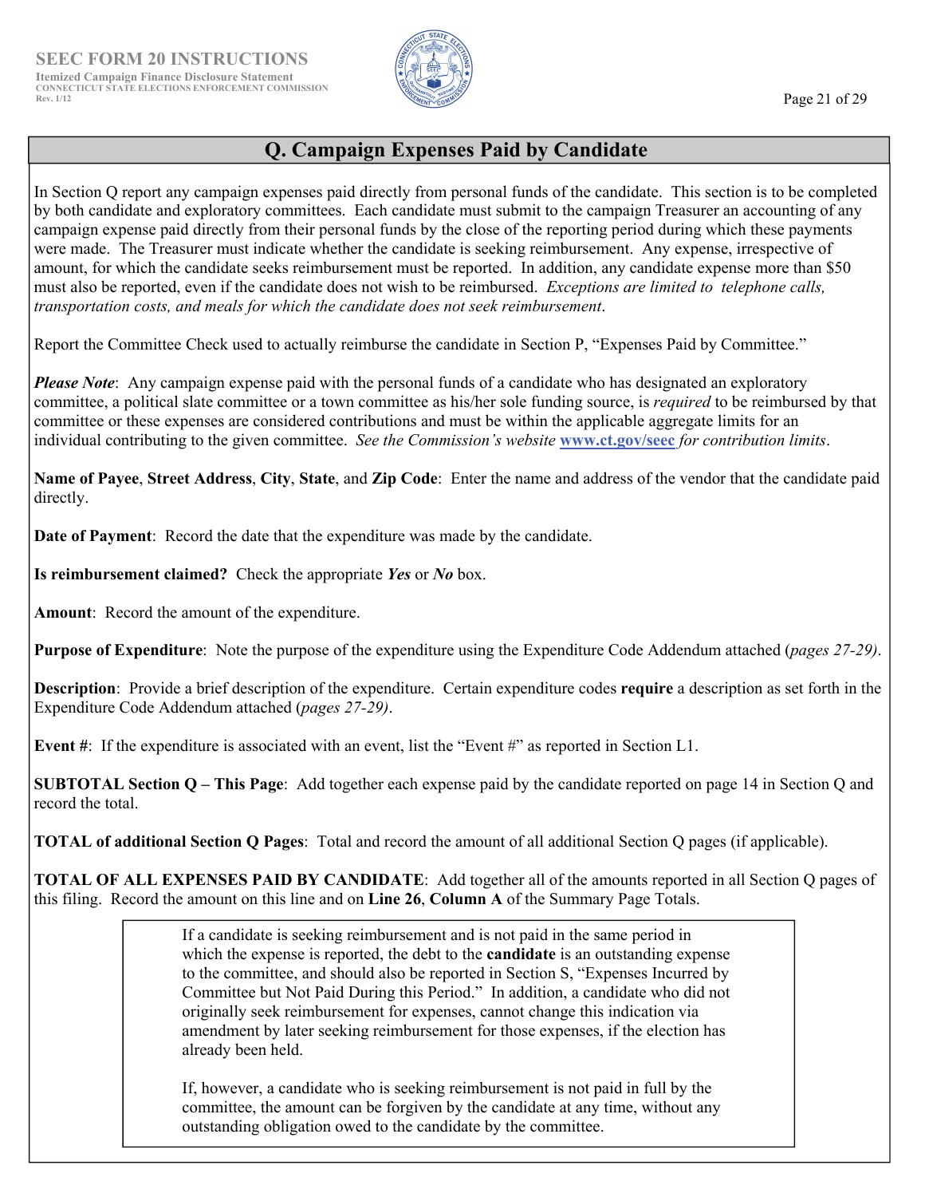## Q. Campaign Expenses Paid by Candidate

In Section Q report any campaign expenses paid directly from personal funds of the candidate. This section is to be completed by both candidate and exploratory committees. Each candidate must submit to the campaign Treasurer an accounting of any campaign expense paid directly from their personal funds by the close of the reporting period during which these payments were made. The Treasurer must indicate whether the candidate is seeking reimbursement. Any expense, irrespective of amount, for which the candidate seeks reimbursement must be reported. In addition, any candidate expense more than $50 must also be reported, even if the candidate does not wish to be reimbursed. *Exceptions are limited to telephone calls, transportation costs, and meals for which the candidate does not seek reimbursement*.

Report the Committee Check used to actually reimburse the candidate in Section P, "Expenses Paid by Committee."

***Please Note***: Any campaign expense paid with the personal funds of a candidate who has designated an exploratory committee, a political slate committee or a town committee as his/her sole funding source, is *required* to be reimbursed by that committee or these expenses are considered contributions and must be within the applicable aggregate limits for an individual contributing to the given committee. *See the Commission's website* **www.ct.gov/seec** *for contribution limits*.

**Name of Payee**, **Street Address**, **City**, **State**, and **Zip Code**: Enter the name and address of the vendor that the candidate paid directly.

**Date of Payment**: Record the date that the expenditure was made by the candidate.

**Is reimbursement claimed?** Check the appropriate ***Yes*** or ***No*** box.

**Amount**: Record the amount of the expenditure.

**Purpose of Expenditure**: Note the purpose of the expenditure using the Expenditure Code Addendum attached (*pages 27-29)*.

**Description**: Provide a brief description of the expenditure. Certain expenditure codes **require** a description as set forth in the Expenditure Code Addendum attached (*pages 27-29)*.

**Event #**: If the expenditure is associated with an event, list the "Event #" as reported in Section L1.

**SUBTOTAL Section Q – This Page**: Add together each expense paid by the candidate reported on page 14 in Section Q and record the total.

**TOTAL of additional Section Q Pages**: Total and record the amount of all additional Section Q pages (if applicable).

**TOTAL OF ALL EXPENSES PAID BY CANDIDATE**: Add together all of the amounts reported in all Section Q pages of this filing. Record the amount on this line and on **Line 26**, **Column A** of the Summary Page Totals.

> If a candidate is seeking reimbursement and is not paid in the same period in which the expense is reported, the debt to the **candidate** is an outstanding expense to the committee, and should also be reported in Section S, "Expenses Incurred by Committee but Not Paid During this Period." In addition, a candidate who did not originally seek reimbursement for expenses, cannot change this indication via amendment by later seeking reimbursement for those expenses, if the election has already been held.
>
> If, however, a candidate who is seeking reimbursement is not paid in full by the committee, the amount can be forgiven by the candidate at any time, without any outstanding obligation owed to the candidate by the committee.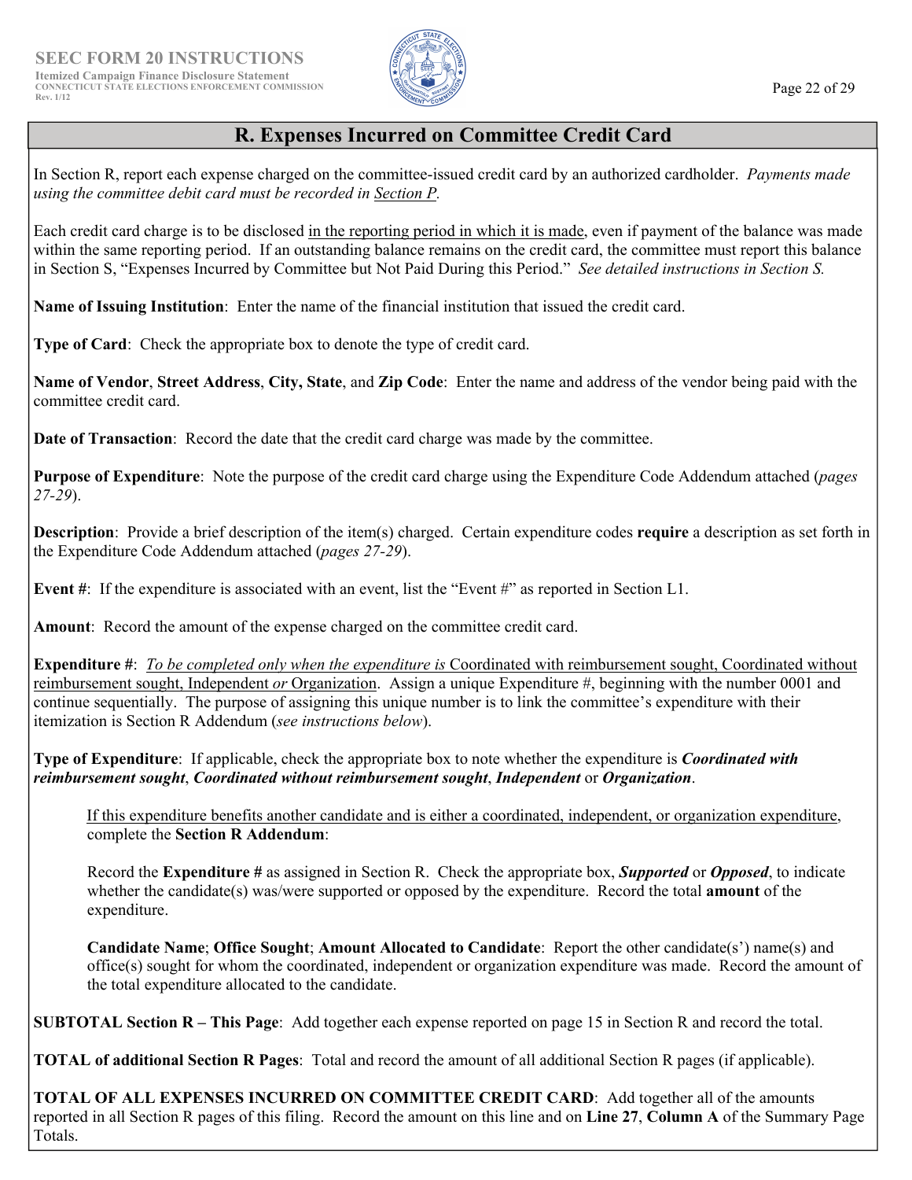## R. Expenses Incurred on Committee Credit Card

In Section R, report each expense charged on the committee-issued credit card by an authorized cardholder. *Payments made using the committee debit card must be recorded in Section P.*

Each credit card charge is to be disclosed in the reporting period in which it is made, even if payment of the balance was made within the same reporting period. If an outstanding balance remains on the credit card, the committee must report this balance in Section S, "Expenses Incurred by Committee but Not Paid During this Period." *See detailed instructions in Section S.*

**Name of Issuing Institution**: Enter the name of the financial institution that issued the credit card.

**Type of Card**: Check the appropriate box to denote the type of credit card.

**Name of Vendor**, **Street Address**, **City, State**, and **Zip Code**: Enter the name and address of the vendor being paid with the committee credit card.

**Date of Transaction**: Record the date that the credit card charge was made by the committee.

**Purpose of Expenditure**: Note the purpose of the credit card charge using the Expenditure Code Addendum attached (*pages 27-29*).

**Description**: Provide a brief description of the item(s) charged. Certain expenditure codes **require** a description as set forth in the Expenditure Code Addendum attached (*pages 27-29*).

**Event #**: If the expenditure is associated with an event, list the "Event #" as reported in Section L1.

**Amount**: Record the amount of the expense charged on the committee credit card.

**Expenditure #**: *To be completed only when the expenditure is* Coordinated with reimbursement sought, Coordinated without reimbursement sought, Independent *or* Organization. Assign a unique Expenditure #, beginning with the number 0001 and continue sequentially. The purpose of assigning this unique number is to link the committee's expenditure with their itemization is Section R Addendum (*see instructions below*).

**Type of Expenditure**: If applicable, check the appropriate box to note whether the expenditure is ***Coordinated with reimbursement sought***, ***Coordinated without reimbursement sought***, ***Independent*** or ***Organization***.

> If this expenditure benefits another candidate and is either a coordinated, independent, or organization expenditure, complete the **Section R Addendum**:
>
> Record the **Expenditure #** as assigned in Section R. Check the appropriate box, ***Supported*** or ***Opposed***, to indicate whether the candidate(s) was/were supported or opposed by the expenditure. Record the total **amount** of the expenditure.
>
> **Candidate Name**; **Office Sought**; **Amount Allocated to Candidate**: Report the other candidate(s') name(s) and office(s) sought for whom the coordinated, independent or organization expenditure was made. Record the amount of the total expenditure allocated to the candidate.

**SUBTOTAL Section R – This Page**: Add together each expense reported on page 15 in Section R and record the total.

**TOTAL of additional Section R Pages**: Total and record the amount of all additional Section R pages (if applicable).

**TOTAL OF ALL EXPENSES INCURRED ON COMMITTEE CREDIT CARD**: Add together all of the amounts reported in all Section R pages of this filing. Record the amount on this line and on **Line 27**, **Column A** of the Summary Page Totals.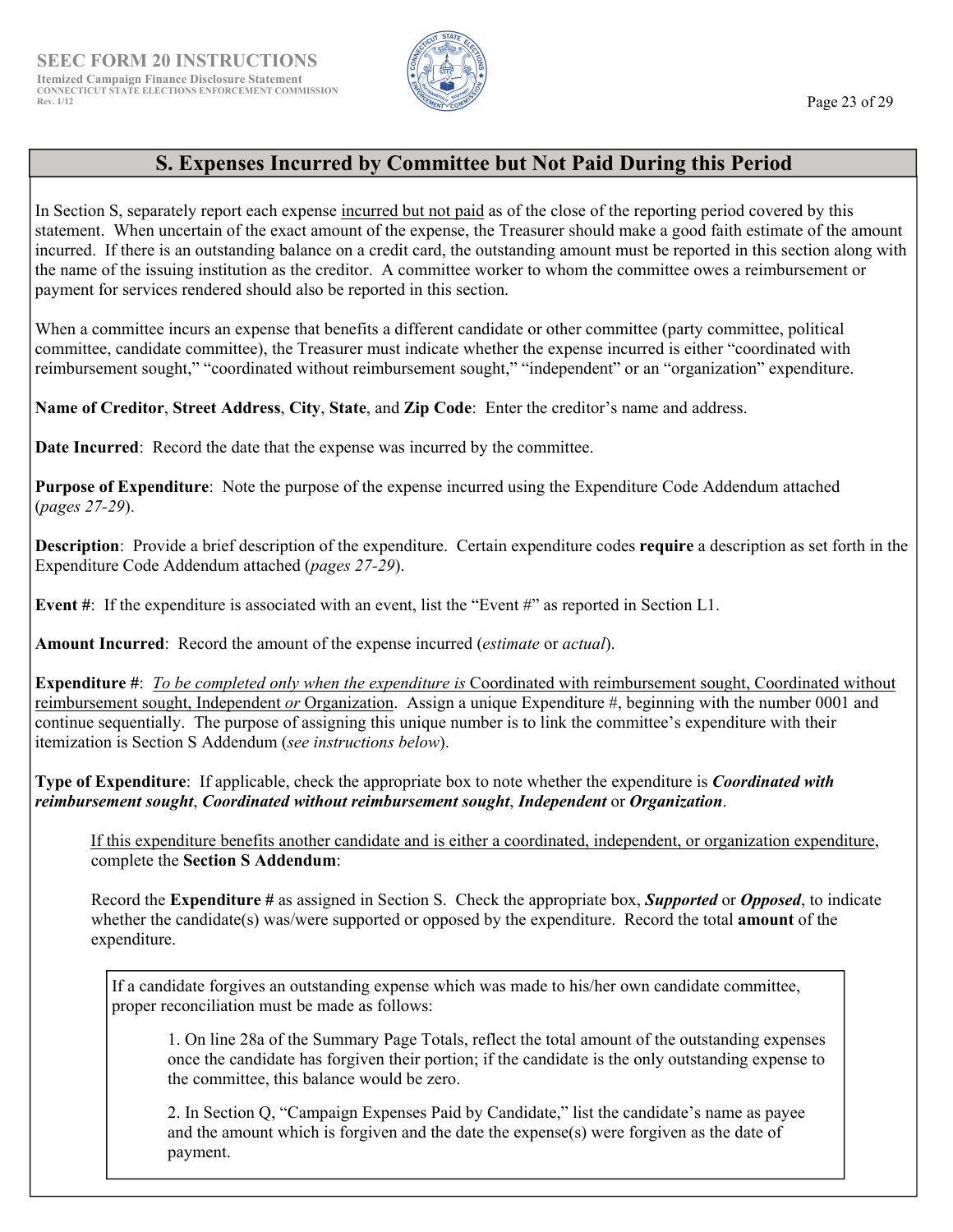## S. Expenses Incurred by Committee but Not Paid During this Period

In Section S, separately report each expense incurred but not paid as of the close of the reporting period covered by this statement. When uncertain of the exact amount of the expense, the Treasurer should make a good faith estimate of the amount incurred. If there is an outstanding balance on a credit card, the outstanding amount must be reported in this section along with the name of the issuing institution as the creditor. A committee worker to whom the committee owes a reimbursement or payment for services rendered should also be reported in this section.

When a committee incurs an expense that benefits a different candidate or other committee (party committee, political committee, candidate committee), the Treasurer must indicate whether the expense incurred is either "coordinated with reimbursement sought," "coordinated without reimbursement sought," "independent" or an "organization" expenditure.

**Name of Creditor**, **Street Address**, **City**, **State**, and **Zip Code**: Enter the creditor's name and address.

**Date Incurred**: Record the date that the expense was incurred by the committee.

**Purpose of Expenditure**: Note the purpose of the expense incurred using the Expenditure Code Addendum attached (*pages 27-29*).

**Description**: Provide a brief description of the expenditure. Certain expenditure codes **require** a description as set forth in the Expenditure Code Addendum attached (*pages 27-29*).

**Event #**: If the expenditure is associated with an event, list the "Event #" as reported in Section L1.

**Amount Incurred**: Record the amount of the expense incurred (*estimate* or *actual*).

**Expenditure #**: *To be completed only when the expenditure is* Coordinated with reimbursement sought, Coordinated without reimbursement sought, Independent *or* Organization. Assign a unique Expenditure #, beginning with the number 0001 and continue sequentially. The purpose of assigning this unique number is to link the committee's expenditure with their itemization is Section S Addendum (*see instructions below*).

**Type of Expenditure**: If applicable, check the appropriate box to note whether the expenditure is ***Coordinated with reimbursement sought***, ***Coordinated without reimbursement sought***, ***Independent*** or ***Organization***.

> If this expenditure benefits another candidate and is either a coordinated, independent, or organization expenditure, complete the **Section S Addendum**:
>
> Record the **Expenditure #** as assigned in Section S. Check the appropriate box, ***Supported*** or ***Opposed***, to indicate whether the candidate(s) was/were supported or opposed by the expenditure. Record the total **amount** of the expenditure.

> If a candidate forgives an outstanding expense which was made to his/her own candidate committee, proper reconciliation must be made as follows:
>
> 1. On line 28a of the Summary Page Totals, reflect the total amount of the outstanding expenses once the candidate has forgiven their portion; if the candidate is the only outstanding expense to the committee, this balance would be zero.
>
> 2. In Section Q, "Campaign Expenses Paid by Candidate," list the candidate's name as payee and the amount which is forgiven and the date the expense(s) were forgiven as the date of payment.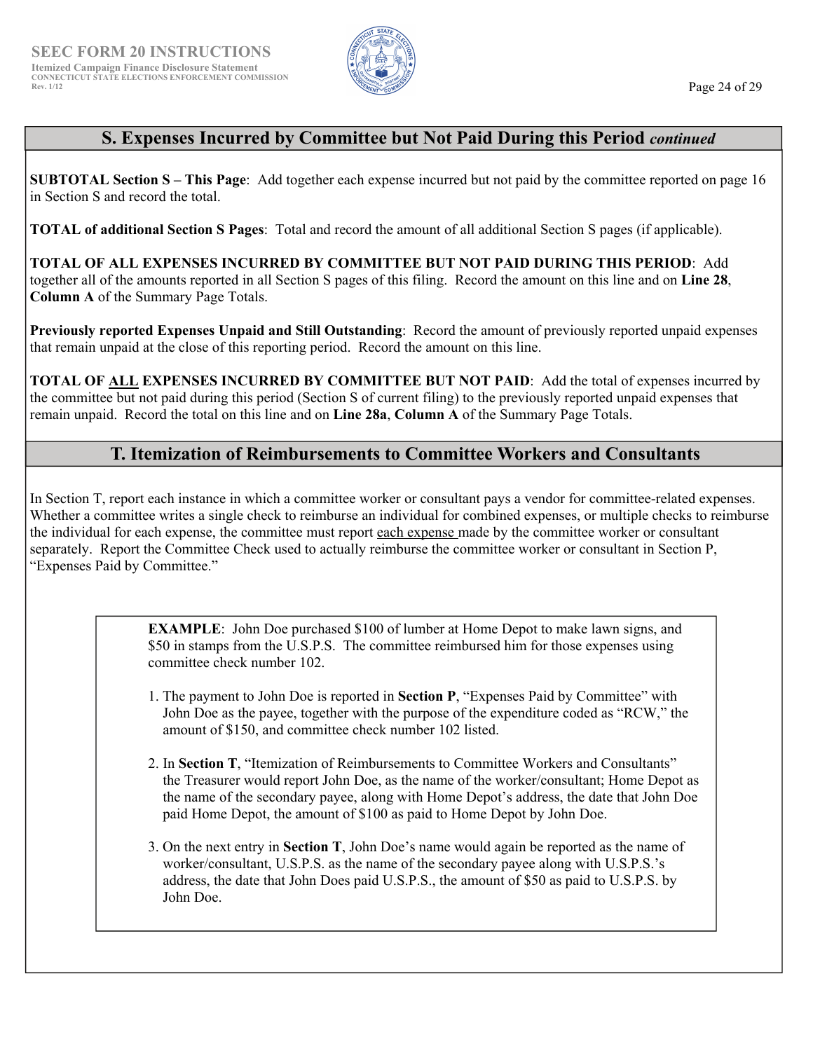## S. Expenses Incurred by Committee but Not Paid During this Period *continued*

**SUBTOTAL Section S – This Page**: Add together each expense incurred but not paid by the committee reported on page 16 in Section S and record the total.

**TOTAL of additional Section S Pages**: Total and record the amount of all additional Section S pages (if applicable).

**TOTAL OF ALL EXPENSES INCURRED BY COMMITTEE BUT NOT PAID DURING THIS PERIOD**: Add together all of the amounts reported in all Section S pages of this filing. Record the amount on this line and on **Line 28**, **Column A** of the Summary Page Totals.

**Previously reported Expenses Unpaid and Still Outstanding**: Record the amount of previously reported unpaid expenses that remain unpaid at the close of this reporting period. Record the amount on this line.

**TOTAL OF ALL EXPENSES INCURRED BY COMMITTEE BUT NOT PAID**: Add the total of expenses incurred by the committee but not paid during this period (Section S of current filing) to the previously reported unpaid expenses that remain unpaid. Record the total on this line and on **Line 28a**, **Column A** of the Summary Page Totals.

## T. Itemization of Reimbursements to Committee Workers and Consultants

In Section T, report each instance in which a committee worker or consultant pays a vendor for committee-related expenses. Whether a committee writes a single check to reimburse an individual for combined expenses, or multiple checks to reimburse the individual for each expense, the committee must report each expense made by the committee worker or consultant separately. Report the Committee Check used to actually reimburse the committee worker or consultant in Section P, "Expenses Paid by Committee."

**EXAMPLE**: John Doe purchased $100 of lumber at Home Depot to make lawn signs, and $50 in stamps from the U.S.P.S. The committee reimbursed him for those expenses using committee check number 102.

1. The payment to John Doe is reported in **Section P**, "Expenses Paid by Committee" with John Doe as the payee, together with the purpose of the expenditure coded as "RCW," the amount of $150, and committee check number 102 listed.
2. In **Section T**, "Itemization of Reimbursements to Committee Workers and Consultants" the Treasurer would report John Doe, as the name of the worker/consultant; Home Depot as the name of the secondary payee, along with Home Depot's address, the date that John Doe paid Home Depot, the amount of $100 as paid to Home Depot by John Doe.
3. On the next entry in **Section T**, John Doe's name would again be reported as the name of worker/consultant, U.S.P.S. as the name of the secondary payee along with U.S.P.S.'s address, the date that John Does paid U.S.P.S., the amount of $50 as paid to U.S.P.S. by John Doe.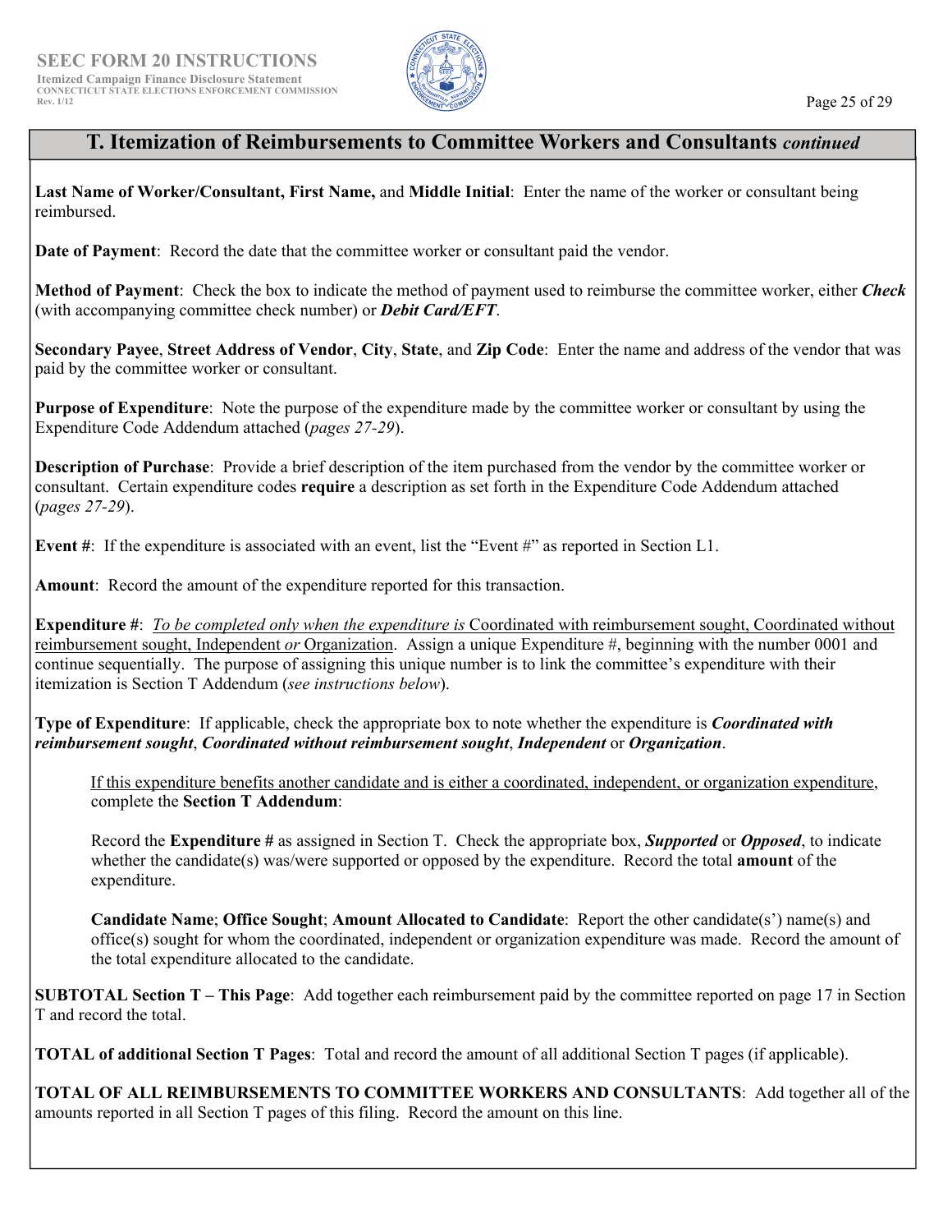## T. Itemization of Reimbursements to Committee Workers and Consultants *continued*

**Last Name of Worker/Consultant, First Name,** and **Middle Initial**: Enter the name of the worker or consultant being reimbursed.

**Date of Payment**: Record the date that the committee worker or consultant paid the vendor.

**Method of Payment**: Check the box to indicate the method of payment used to reimburse the committee worker, either ***Check*** (with accompanying committee check number) or ***Debit Card/EFT***.

**Secondary Payee**, **Street Address of Vendor**, **City**, **State**, and **Zip Code**: Enter the name and address of the vendor that was paid by the committee worker or consultant.

**Purpose of Expenditure**: Note the purpose of the expenditure made by the committee worker or consultant by using the Expenditure Code Addendum attached (*pages 27-29*).

**Description of Purchase**: Provide a brief description of the item purchased from the vendor by the committee worker or consultant. Certain expenditure codes **require** a description as set forth in the Expenditure Code Addendum attached (*pages 27-29*).

**Event #**: If the expenditure is associated with an event, list the "Event #" as reported in Section L1.

**Amount**: Record the amount of the expenditure reported for this transaction.

**Expenditure #**: *To be completed only when the expenditure is* Coordinated with reimbursement sought, Coordinated without reimbursement sought, Independent *or* Organization. Assign a unique Expenditure #, beginning with the number 0001 and continue sequentially. The purpose of assigning this unique number is to link the committee's expenditure with their itemization is Section T Addendum (*see instructions below*).

**Type of Expenditure**: If applicable, check the appropriate box to note whether the expenditure is ***Coordinated with reimbursement sought***, ***Coordinated without reimbursement sought***, ***Independent*** or ***Organization***.

> If this expenditure benefits another candidate and is either a coordinated, independent, or organization expenditure, complete the **Section T Addendum**:
>
> Record the **Expenditure #** as assigned in Section T. Check the appropriate box, ***Supported*** or ***Opposed***, to indicate whether the candidate(s) was/were supported or opposed by the expenditure. Record the total **amount** of the expenditure.
>
> **Candidate Name**; **Office Sought**; **Amount Allocated to Candidate**: Report the other candidate(s') name(s) and office(s) sought for whom the coordinated, independent or organization expenditure was made. Record the amount of the total expenditure allocated to the candidate.

**SUBTOTAL Section T – This Page**: Add together each reimbursement paid by the committee reported on page 17 in Section T and record the total.

**TOTAL of additional Section T Pages**: Total and record the amount of all additional Section T pages (if applicable).

**TOTAL OF ALL REIMBURSEMENTS TO COMMITTEE WORKERS AND CONSULTANTS**: Add together all of the amounts reported in all Section T pages of this filing. Record the amount on this line.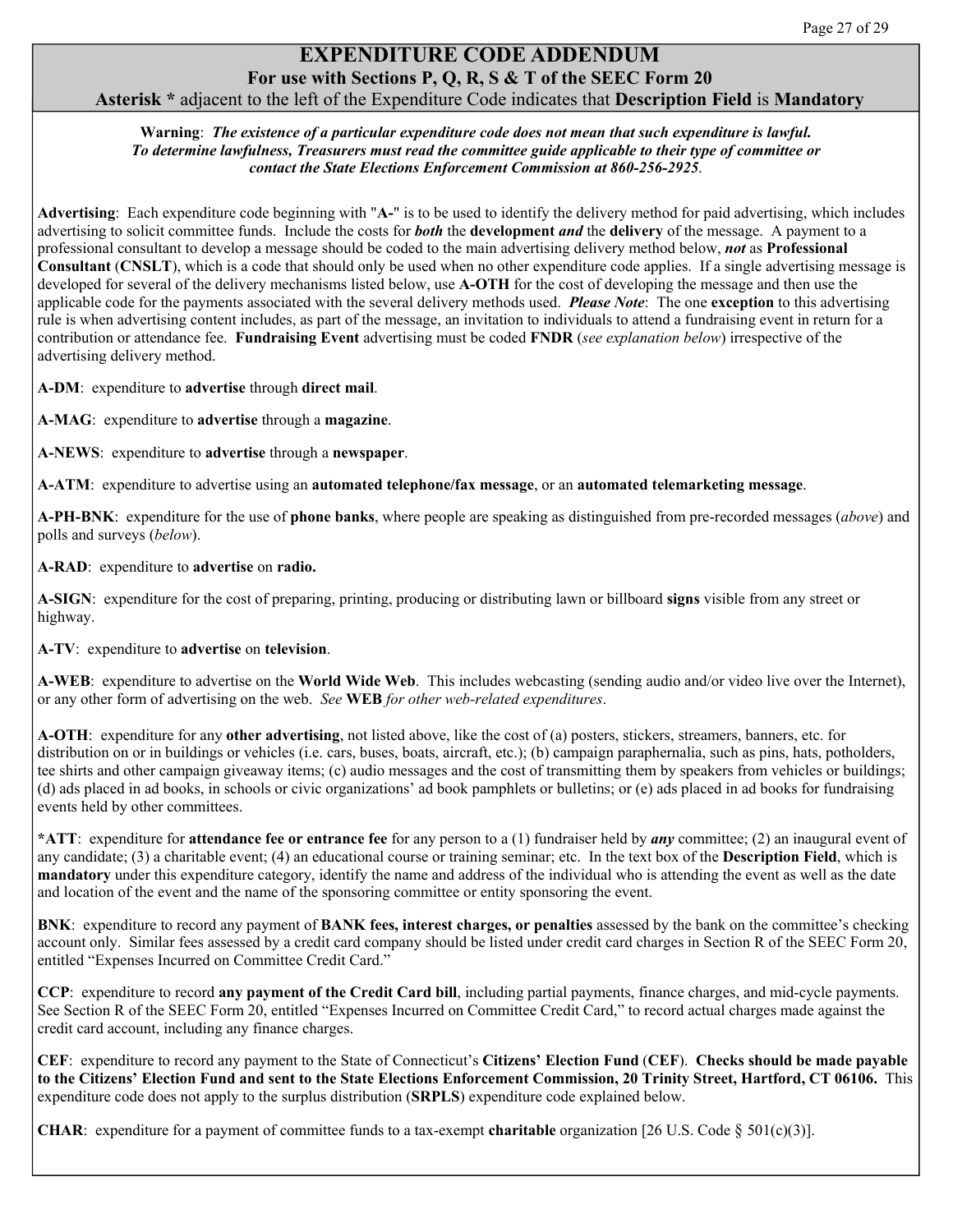# EXPENDITURE CODE ADDENDUM

## For use with Sections P, Q, R, S & T of the SEEC Form 20

**Asterisk \*** adjacent to the left of the Expenditure Code indicates that **Description Field** is **Mandatory**

**Warning**: ***The existence of a particular expenditure code does not mean that such expenditure is lawful. To determine lawfulness, Treasurers must read the committee guide applicable to their type of committee or contact the State Elections Enforcement Commission at 860-256-2925***.

**Advertising**: Each expenditure code beginning with "**A-**" is to be used to identify the delivery method for paid advertising, which includes advertising to solicit committee funds. Include the costs for ***both*** the **development *and*** the **delivery** of the message. A payment to a professional consultant to develop a message should be coded to the main advertising delivery method below, ***not*** as **Professional Consultant** (**CNSLT**), which is a code that should only be used when no other expenditure code applies. If a single advertising message is developed for several of the delivery mechanisms listed below, use **A-OTH** for the cost of developing the message and then use the applicable code for the payments associated with the several delivery methods used. ***Please Note***: The one **exception** to this advertising rule is when advertising content includes, as part of the message, an invitation to individuals to attend a fundraising event in return for a contribution or attendance fee. **Fundraising Event** advertising must be coded **FNDR** (*see explanation below*) irrespective of the advertising delivery method.

**A-DM**: expenditure to **advertise** through **direct mail**.

**A-MAG**: expenditure to **advertise** through a **magazine**.

**A-NEWS**: expenditure to **advertise** through a **newspaper**.

**A-ATM**: expenditure to advertise using an **automated telephone/fax message**, or an **automated telemarketing message**.

**A-PH-BNK**: expenditure for the use of **phone banks**, where people are speaking as distinguished from pre-recorded messages (*above*) and polls and surveys (*below*).

**A-RAD**: expenditure to **advertise** on **radio.**

**A-SIGN**: expenditure for the cost of preparing, printing, producing or distributing lawn or billboard **signs** visible from any street or highway.

**A-TV**: expenditure to **advertise** on **television**.

**A-WEB**: expenditure to advertise on the **World Wide Web**. This includes webcasting (sending audio and/or video live over the Internet), or any other form of advertising on the web. *See* **WEB** *for other web-related expenditures*.

**A-OTH**: expenditure for any **other advertising**, not listed above, like the cost of (a) posters, stickers, streamers, banners, etc. for distribution on or in buildings or vehicles (i.e. cars, buses, boats, aircraft, etc.); (b) campaign paraphernalia, such as pins, hats, potholders, tee shirts and other campaign giveaway items; (c) audio messages and the cost of transmitting them by speakers from vehicles or buildings; (d) ads placed in ad books, in schools or civic organizations' ad book pamphlets or bulletins; or (e) ads placed in ad books for fundraising events held by other committees.

**\*ATT**: expenditure for **attendance fee or entrance fee** for any person to a (1) fundraiser held by ***any*** committee; (2) an inaugural event of any candidate; (3) a charitable event; (4) an educational course or training seminar; etc. In the text box of the **Description Field**, which is **mandatory** under this expenditure category, identify the name and address of the individual who is attending the event as well as the date and location of the event and the name of the sponsoring committee or entity sponsoring the event.

**BNK**: expenditure to record any payment of **BANK fees, interest charges, or penalties** assessed by the bank on the committee's checking account only. Similar fees assessed by a credit card company should be listed under credit card charges in Section R of the SEEC Form 20, entitled "Expenses Incurred on Committee Credit Card."

**CCP**: expenditure to record **any payment of the Credit Card bill**, including partial payments, finance charges, and mid-cycle payments. See Section R of the SEEC Form 20, entitled "Expenses Incurred on Committee Credit Card," to record actual charges made against the credit card account, including any finance charges.

**CEF**: expenditure to record any payment to the State of Connecticut's **Citizens' Election Fund** (**CEF**). **Checks should be made payable to the Citizens' Election Fund and sent to the State Elections Enforcement Commission, 20 Trinity Street, Hartford, CT 06106.** This expenditure code does not apply to the surplus distribution (**SRPLS**) expenditure code explained below.

**CHAR**: expenditure for a payment of committee funds to a tax-exempt **charitable** organization [26 U.S. Code § 501(c)(3)].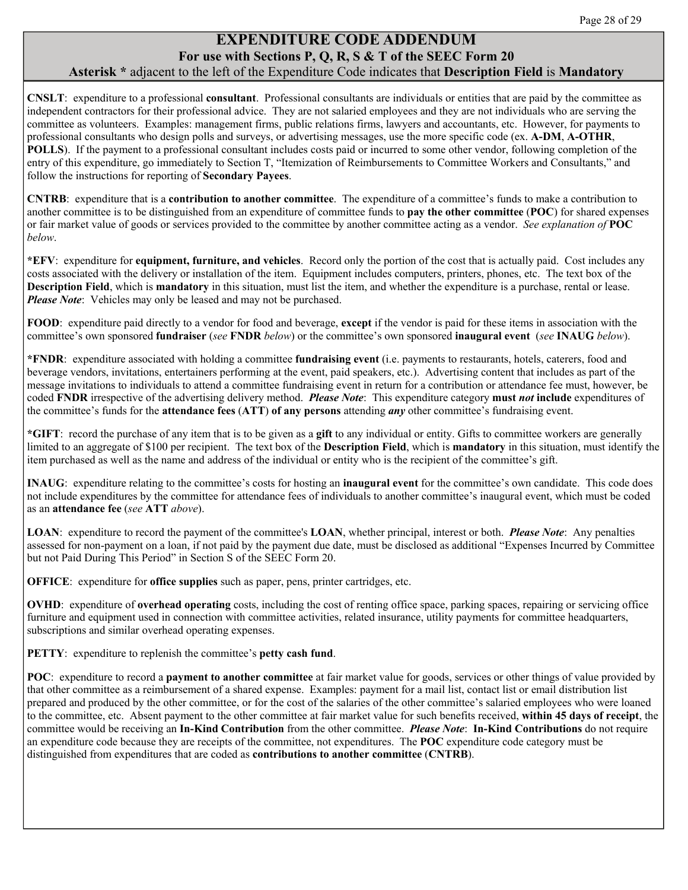# EXPENDITURE CODE ADDENDUM

## For use with Sections P, Q, R, S & T of the SEEC Form 20

**Asterisk *** adjacent to the left of the Expenditure Code indicates that **Description Field** is **Mandatory**

**CNSLT**: expenditure to a professional **consultant**. Professional consultants are individuals or entities that are paid by the committee as independent contractors for their professional advice. They are not salaried employees and they are not individuals who are serving the committee as volunteers. Examples: management firms, public relations firms, lawyers and accountants, etc. However, for payments to professional consultants who design polls and surveys, or advertising messages, use the more specific code (ex. **A-DM**, **A-OTHR**, **POLLS**). If the payment to a professional consultant includes costs paid or incurred to some other vendor, following completion of the entry of this expenditure, go immediately to Section T, "Itemization of Reimbursements to Committee Workers and Consultants," and follow the instructions for reporting of **Secondary Payees**.

**CNTRB**: expenditure that is a **contribution to another committee**. The expenditure of a committee's funds to make a contribution to another committee is to be distinguished from an expenditure of committee funds to **pay the other committee** (**POC**) for shared expenses or fair market value of goods or services provided to the committee by another committee acting as a vendor. *See explanation of* **POC** *below*.

**\*EFV**: expenditure for **equipment, furniture, and vehicles**. Record only the portion of the cost that is actually paid. Cost includes any costs associated with the delivery or installation of the item. Equipment includes computers, printers, phones, etc. The text box of the **Description Field**, which is **mandatory** in this situation, must list the item, and whether the expenditure is a purchase, rental or lease. ***Please Note***: Vehicles may only be leased and may not be purchased.

**FOOD**: expenditure paid directly to a vendor for food and beverage, **except** if the vendor is paid for these items in association with the committee's own sponsored **fundraiser** (*see* **FNDR** *below*) or the committee's own sponsored **inaugural event** (*see* **INAUG** *below*).

**\*FNDR**: expenditure associated with holding a committee **fundraising event** (i.e. payments to restaurants, hotels, caterers, food and beverage vendors, invitations, entertainers performing at the event, paid speakers, etc.). Advertising content that includes as part of the message invitations to individuals to attend a committee fundraising event in return for a contribution or attendance fee must, however, be coded **FNDR** irrespective of the advertising delivery method. ***Please Note***: This expenditure category **must *not* include** expenditures of the committee's funds for the **attendance fees** (**ATT**) **of any persons** attending ***any*** other committee's fundraising event.

**\*GIFT**: record the purchase of any item that is to be given as a **gift** to any individual or entity. Gifts to committee workers are generally limited to an aggregate of $100 per recipient. The text box of the **Description Field**, which is **mandatory** in this situation, must identify the item purchased as well as the name and address of the individual or entity who is the recipient of the committee's gift.

**INAUG**: expenditure relating to the committee's costs for hosting an **inaugural event** for the committee's own candidate. This code does not include expenditures by the committee for attendance fees of individuals to another committee's inaugural event, which must be coded as an **attendance fee** (*see* **ATT** *above*).

**LOAN**: expenditure to record the payment of the committee's **LOAN**, whether principal, interest or both. ***Please Note***: Any penalties assessed for non-payment on a loan, if not paid by the payment due date, must be disclosed as additional "Expenses Incurred by Committee but not Paid During This Period" in Section S of the SEEC Form 20.

**OFFICE**: expenditure for **office supplies** such as paper, pens, printer cartridges, etc.

**OVHD**: expenditure of **overhead operating** costs, including the cost of renting office space, parking spaces, repairing or servicing office furniture and equipment used in connection with committee activities, related insurance, utility payments for committee headquarters, subscriptions and similar overhead operating expenses.

**PETTY**: expenditure to replenish the committee's **petty cash fund**.

**POC**: expenditure to record a **payment to another committee** at fair market value for goods, services or other things of value provided by that other committee as a reimbursement of a shared expense. Examples: payment for a mail list, contact list or email distribution list prepared and produced by the other committee, or for the cost of the salaries of the other committee's salaried employees who were loaned to the committee, etc. Absent payment to the other committee at fair market value for such benefits received, **within 45 days of receipt**, the committee would be receiving an **In-Kind Contribution** from the other committee. ***Please Note***: **In-Kind Contributions** do not require an expenditure code because they are receipts of the committee, not expenditures. The **POC** expenditure code category must be distinguished from expenditures that are coded as **contributions to another committee** (**CNTRB**).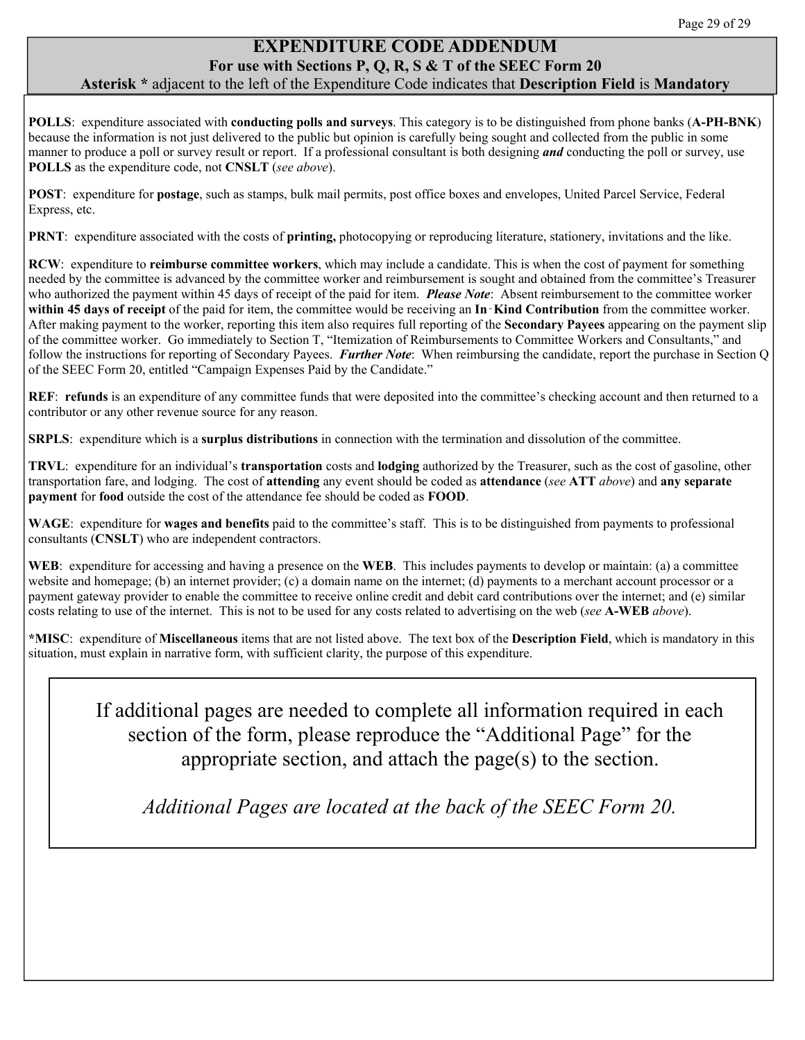# EXPENDITURE CODE ADDENDUM

**For use with Sections P, Q, R, S & T of the SEEC Form 20**

**Asterisk *** adjacent to the left of the Expenditure Code indicates that **Description Field** is **Mandatory**

**POLLS**: expenditure associated with **conducting polls and surveys**. This category is to be distinguished from phone banks (**A-PH-BNK**) because the information is not just delivered to the public but opinion is carefully being sought and collected from the public in some manner to produce a poll or survey result or report. If a professional consultant is both designing ***and*** conducting the poll or survey, use **POLLS** as the expenditure code, not **CNSLT** (*see above*).

**POST**: expenditure for **postage**, such as stamps, bulk mail permits, post office boxes and envelopes, United Parcel Service, Federal Express, etc.

**PRNT**: expenditure associated with the costs of **printing,** photocopying or reproducing literature, stationery, invitations and the like.

**RCW**: expenditure to **reimburse committee workers**, which may include a candidate. This is when the cost of payment for something needed by the committee is advanced by the committee worker and reimbursement is sought and obtained from the committee's Treasurer who authorized the payment within 45 days of receipt of the paid for item. ***Please Note***: Absent reimbursement to the committee worker **within 45 days of receipt** of the paid for item, the committee would be receiving an **In‑Kind Contribution** from the committee worker. After making payment to the worker, reporting this item also requires full reporting of the **Secondary Payees** appearing on the payment slip of the committee worker. Go immediately to Section T, "Itemization of Reimbursements to Committee Workers and Consultants," and follow the instructions for reporting of Secondary Payees. ***Further Note***: When reimbursing the candidate, report the purchase in Section Q of the SEEC Form 20, entitled "Campaign Expenses Paid by the Candidate."

**REF**: **refunds** is an expenditure of any committee funds that were deposited into the committee's checking account and then returned to a contributor or any other revenue source for any reason.

**SRPLS**: expenditure which is a **surplus distributions** in connection with the termination and dissolution of the committee.

**TRVL**: expenditure for an individual's **transportation** costs and **lodging** authorized by the Treasurer, such as the cost of gasoline, other transportation fare, and lodging. The cost of **attending** any event should be coded as **attendance** (*see* **ATT** *above*) and **any separate payment** for **food** outside the cost of the attendance fee should be coded as **FOOD**.

**WAGE**: expenditure for **wages and benefits** paid to the committee's staff. This is to be distinguished from payments to professional consultants (**CNSLT**) who are independent contractors.

**WEB**: expenditure for accessing and having a presence on the **WEB**. This includes payments to develop or maintain: (a) a committee website and homepage; (b) an internet provider; (c) a domain name on the internet; (d) payments to a merchant account processor or a payment gateway provider to enable the committee to receive online credit and debit card contributions over the internet; and (e) similar costs relating to use of the internet. This is not to be used for any costs related to advertising on the web (*see* **A-WEB** *above*).

***MISC**: expenditure of **Miscellaneous** items that are not listed above. The text box of the **Description Field**, which is mandatory in this situation, must explain in narrative form, with sufficient clarity, the purpose of this expenditure.

If additional pages are needed to complete all information required in each section of the form, please reproduce the "Additional Page" for the appropriate section, and attach the page(s) to the section.

*Additional Pages are located at the back of the SEEC Form 20.*